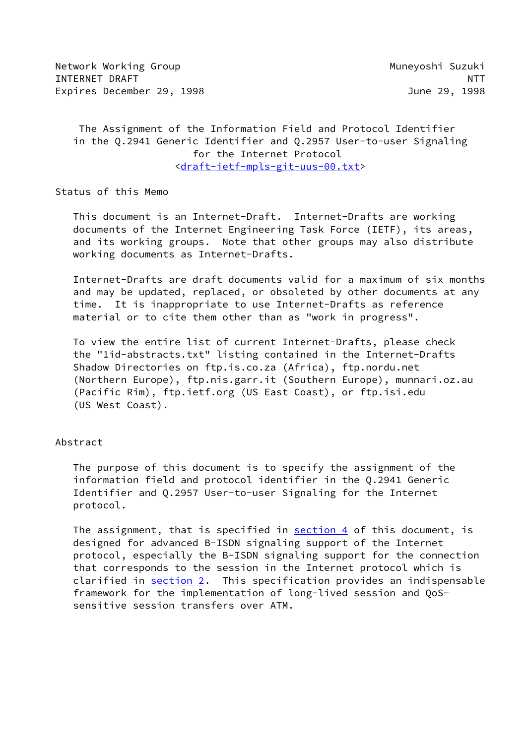Network Working Group Muneyoshi Suzuki
INTERNET DRAFT NTT
Expires December 29, 1998 June 29, 1998

# The Assignment of the Information Field and Protocol Identifier in the Q.2941 Generic Identifier and Q.2957 User-to-user Signaling for the Internet Protocol

<draft-ietf-mpls-git-uus-00.txt>

## Status of this Memo

This document is an Internet-Draft. Internet-Drafts are working documents of the Internet Engineering Task Force (IETF), its areas, and its working groups. Note that other groups may also distribute working documents as Internet-Drafts.

Internet-Drafts are draft documents valid for a maximum of six months and may be updated, replaced, or obsoleted by other documents at any time. It is inappropriate to use Internet-Drafts as reference material or to cite them other than as "work in progress".

To view the entire list of current Internet-Drafts, please check the "1id-abstracts.txt" listing contained in the Internet-Drafts Shadow Directories on ftp.is.co.za (Africa), ftp.nordu.net (Northern Europe), ftp.nis.garr.it (Southern Europe), munnari.oz.au (Pacific Rim), ftp.ietf.org (US East Coast), or ftp.isi.edu (US West Coast).

## Abstract

The purpose of this document is to specify the assignment of the information field and protocol identifier in the Q.2941 Generic Identifier and Q.2957 User-to-user Signaling for the Internet protocol.

The assignment, that is specified in section 4 of this document, is designed for advanced B-ISDN signaling support of the Internet protocol, especially the B-ISDN signaling support for the connection that corresponds to the session in the Internet protocol which is clarified in section 2. This specification provides an indispensable framework for the implementation of long-lived session and QoS-sensitive session transfers over ATM.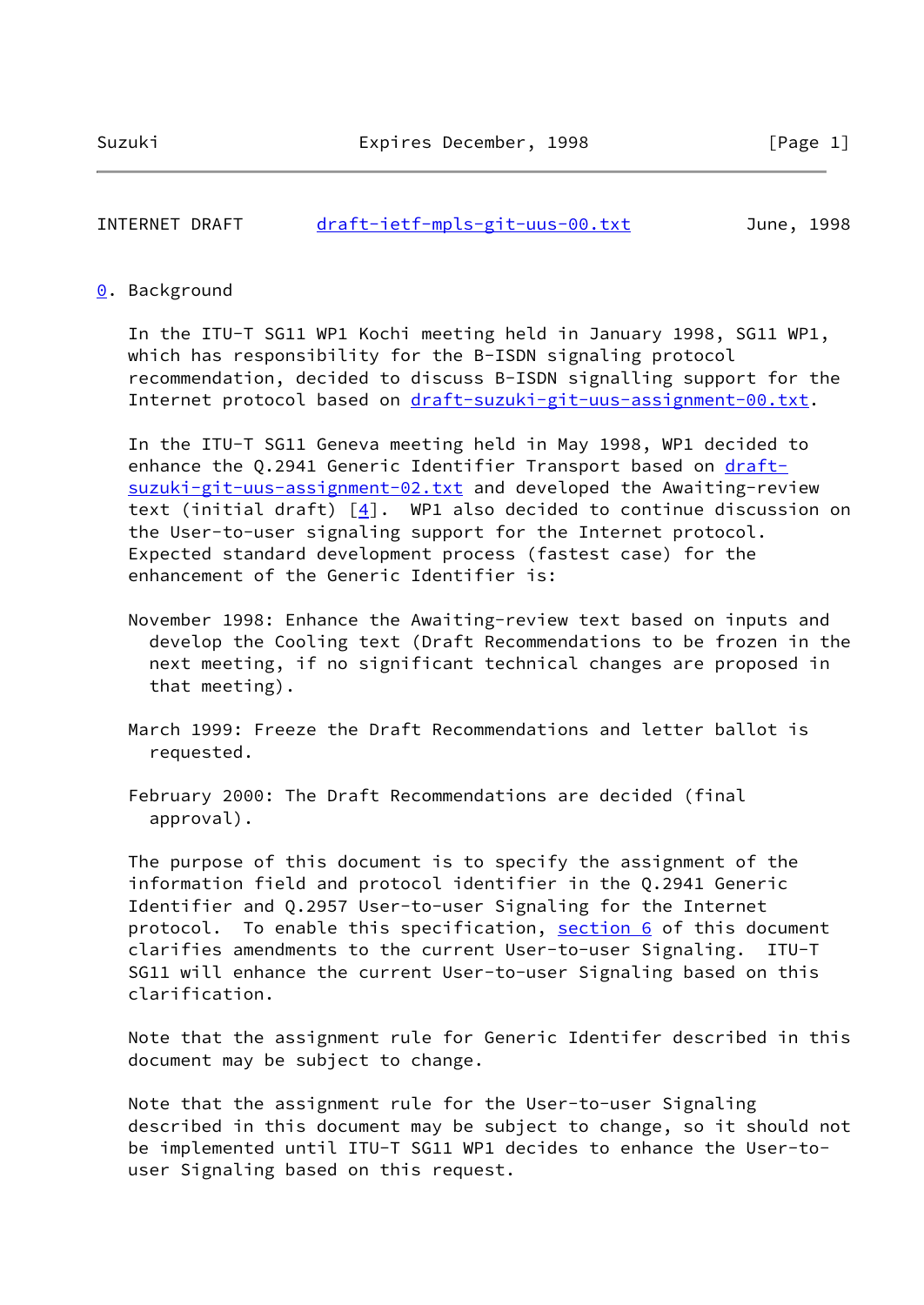## 0. Background

In the ITU-T SG11 WP1 Kochi meeting held in January 1998, SG11 WP1, which has responsibility for the B-ISDN signaling protocol recommendation, decided to discuss B-ISDN signalling support for the Internet protocol based on draft-suzuki-git-uus-assignment-00.txt.

In the ITU-T SG11 Geneva meeting held in May 1998, WP1 decided to enhance the Q.2941 Generic Identifier Transport based on draft-suzuki-git-uus-assignment-02.txt and developed the Awaiting-review text (initial draft) [4]. WP1 also decided to continue discussion on the User-to-user signaling support for the Internet protocol. Expected standard development process (fastest case) for the enhancement of the Generic Identifier is:

November 1998: Enhance the Awaiting-review text based on inputs and develop the Cooling text (Draft Recommendations to be frozen in the next meeting, if no significant technical changes are proposed in that meeting).

March 1999: Freeze the Draft Recommendations and letter ballot is requested.

February 2000: The Draft Recommendations are decided (final approval).

The purpose of this document is to specify the assignment of the information field and protocol identifier in the Q.2941 Generic Identifier and Q.2957 User-to-user Signaling for the Internet protocol. To enable this specification, section 6 of this document clarifies amendments to the current User-to-user Signaling. ITU-T SG11 will enhance the current User-to-user Signaling based on this clarification.

Note that the assignment rule for Generic Identifer described in this document may be subject to change.

Note that the assignment rule for the User-to-user Signaling described in this document may be subject to change, so it should not be implemented until ITU-T SG11 WP1 decides to enhance the User-to-user Signaling based on this request.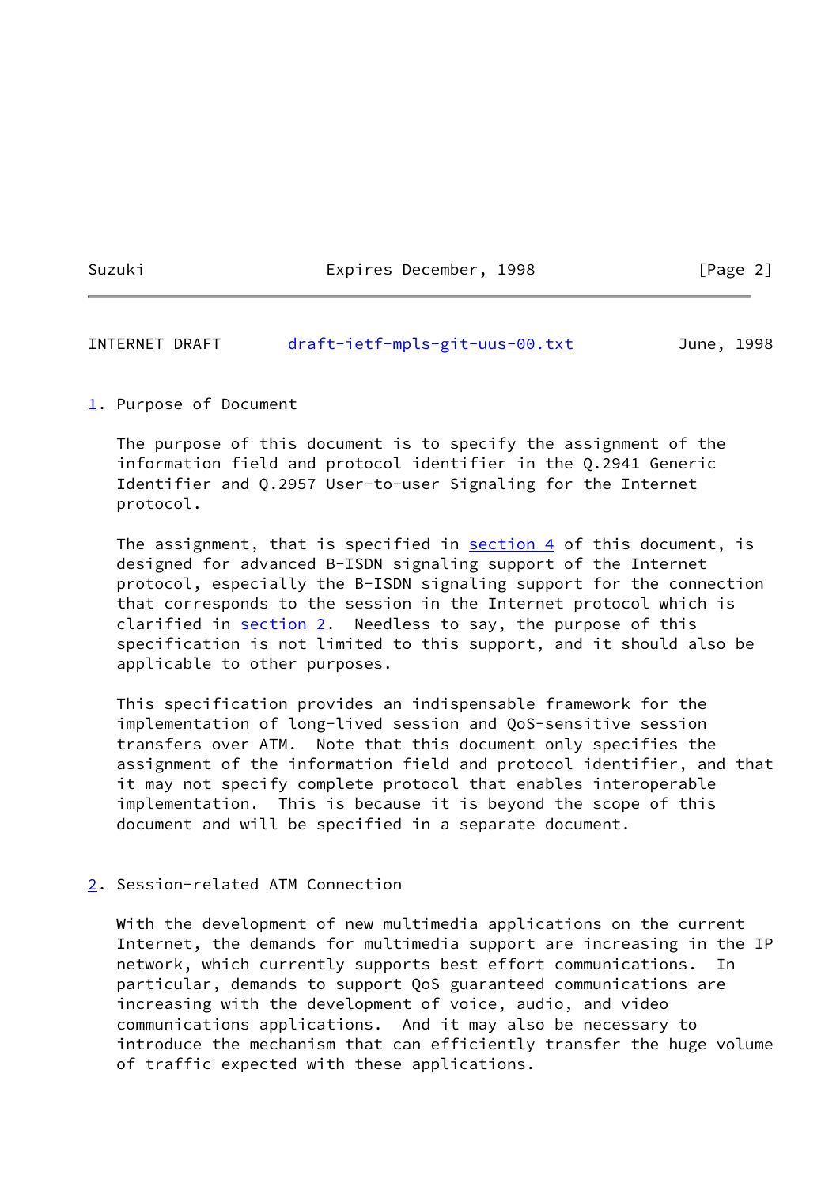## 1. Purpose of Document

The purpose of this document is to specify the assignment of the information field and protocol identifier in the Q.2941 Generic Identifier and Q.2957 User-to-user Signaling for the Internet protocol.

The assignment, that is specified in section 4 of this document, is designed for advanced B-ISDN signaling support of the Internet protocol, especially the B-ISDN signaling support for the connection that corresponds to the session in the Internet protocol which is clarified in section 2. Needless to say, the purpose of this specification is not limited to this support, and it should also be applicable to other purposes.

This specification provides an indispensable framework for the implementation of long-lived session and QoS-sensitive session transfers over ATM. Note that this document only specifies the assignment of the information field and protocol identifier, and that it may not specify complete protocol that enables interoperable implementation. This is because it is beyond the scope of this document and will be specified in a separate document.

## 2. Session-related ATM Connection

With the development of new multimedia applications on the current Internet, the demands for multimedia support are increasing in the IP network, which currently supports best effort communications. In particular, demands to support QoS guaranteed communications are increasing with the development of voice, audio, and video communications applications. And it may also be necessary to introduce the mechanism that can efficiently transfer the huge volume of traffic expected with these applications.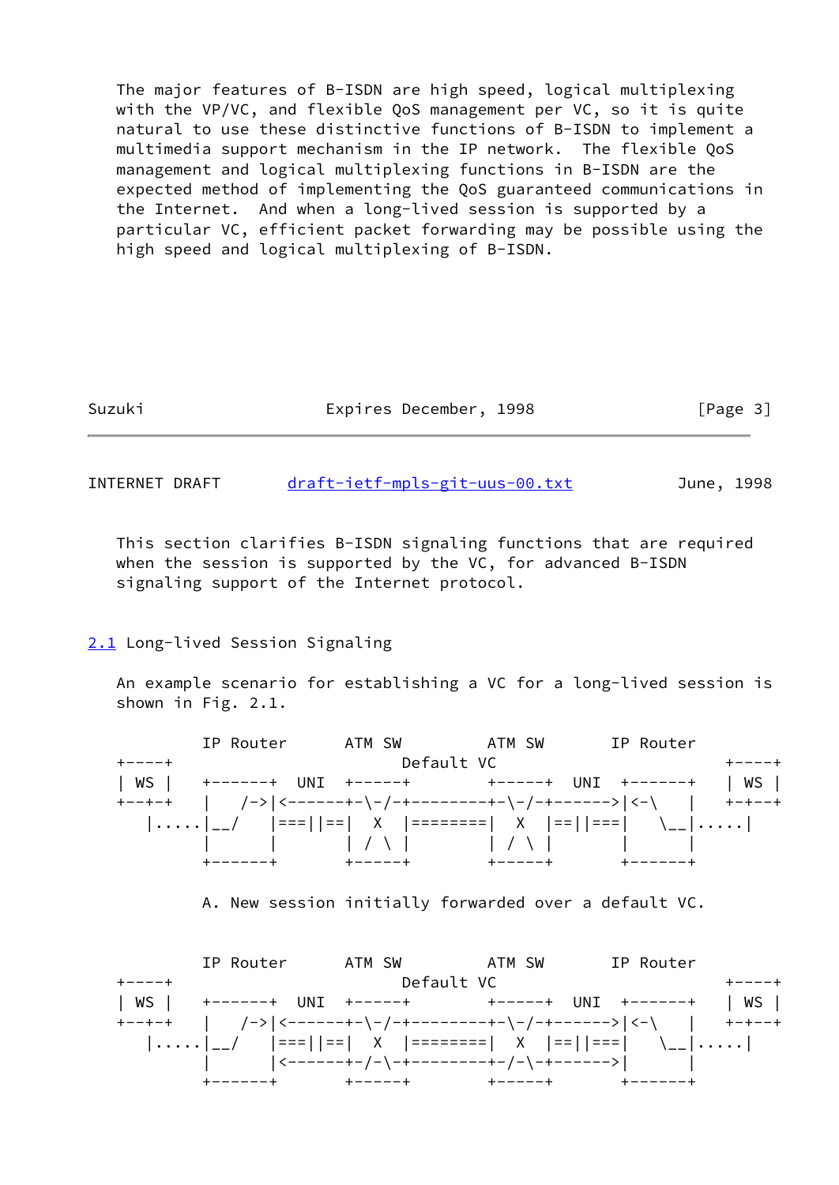The major features of B-ISDN are high speed, logical multiplexing with the VP/VC, and flexible QoS management per VC, so it is quite natural to use these distinctive functions of B-ISDN to implement a multimedia support mechanism in the IP network. The flexible QoS management and logical multiplexing functions in B-ISDN are the expected method of implementing the QoS guaranteed communications in the Internet. And when a long-lived session is supported by a particular VC, efficient packet forwarding may be possible using the high speed and logical multiplexing of B-ISDN.

This section clarifies B-ISDN signaling functions that are required when the session is supported by the VC, for advanced B-ISDN signaling support of the Internet protocol.

## 2.1 Long-lived Session Signaling

An example scenario for establishing a VC for a long-lived session is shown in Fig. 2.1.

```
         IP Router      ATM SW         ATM SW       IP Router
+----+                           Default VC                         +----+
| WS |   +-------+  UNI  +------+         +------+  UNI  +-------+   | WS |
+--+-+   |   /->|<------+-\-/-+---------+-\-/-+------->|<-\    |   +-+--+
   |.....|__/   |===||==|  X  |========|  X  |==||===|   \__|.....|
         |       |        | / \ |        | / \ |        |       |
         +-------+        +------+        +------+        +-------+

         A. New session initially forwarded over a default VC.
```

```
         IP Router      ATM SW         ATM SW       IP Router
+----+                           Default VC                         +----+
| WS |   +-------+  UNI  +------+         +------+  UNI  +-------+   | WS |
+--+-+   |   /->|<------+-\-/-+---------+-\-/-+------->|<-\    |   +-+--+
   |.....|__/   |===||==|  X  |========|  X  |==||===|   \__|.....|
         |       |<------+-/-\-+---------+-/-\-+------->|       |
         +-------+        +------+        +------+        +-------+
```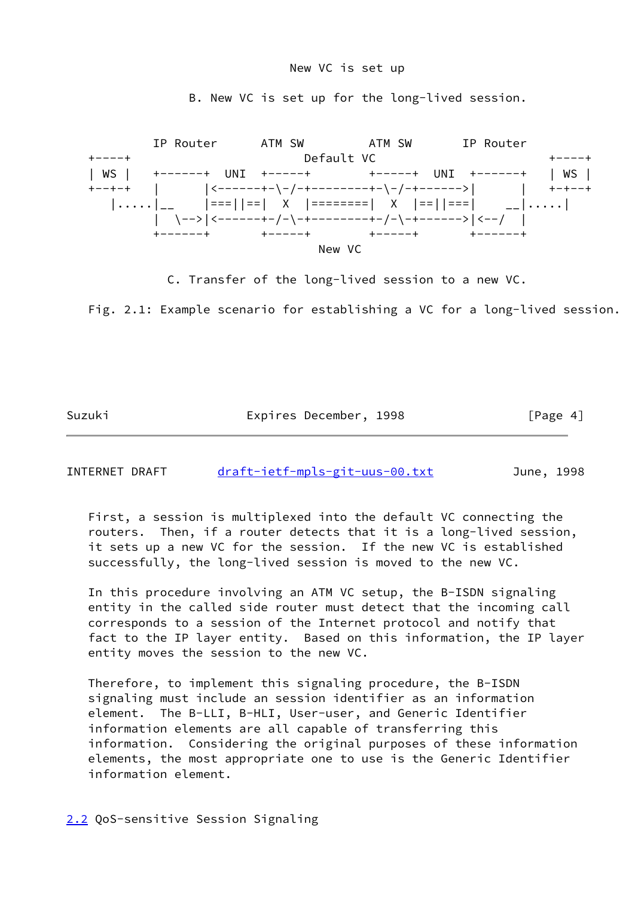```
                           New VC is set up

              B. New VC is set up for the long-lived session.


          IP Router      ATM SW         ATM SW       IP Router
  +----+                        Default VC                         +----+
  | WS |   +-------+  UNI  +------+        +------+  UNI  +-------+   | WS |
  +--+-+   |       |<------+-\-/-+---------+-\-/-+------->|       |   +-+--+
     |.....|__     |===||==|  X  |========|  X  |==||===|     __|.....|
           |  \-->|<------+-/-\-+---------+-/-\-+------->|<--/  |
           +-------+       +------+        +------+       +-------+
                                 New VC

             C. Transfer of the long-lived session to a new VC.

  Fig. 2.1: Example scenario for establishing a VC for a long-lived session.
```

First, a session is multiplexed into the default VC connecting the routers. Then, if a router detects that it is a long-lived session, it sets up a new VC for the session. If the new VC is established successfully, the long-lived session is moved to the new VC.

In this procedure involving an ATM VC setup, the B-ISDN signaling entity in the called side router must detect that the incoming call corresponds to a session of the Internet protocol and notify that fact to the IP layer entity. Based on this information, the IP layer entity moves the session to the new VC.

Therefore, to implement this signaling procedure, the B-ISDN signaling must include an session identifier as an information element. The B-LLI, B-HLI, User-user, and Generic Identifier information elements are all capable of transferring this information. Considering the original purposes of these information elements, the most appropriate one to use is the Generic Identifier information element.

## 2.2 QoS-sensitive Session Signaling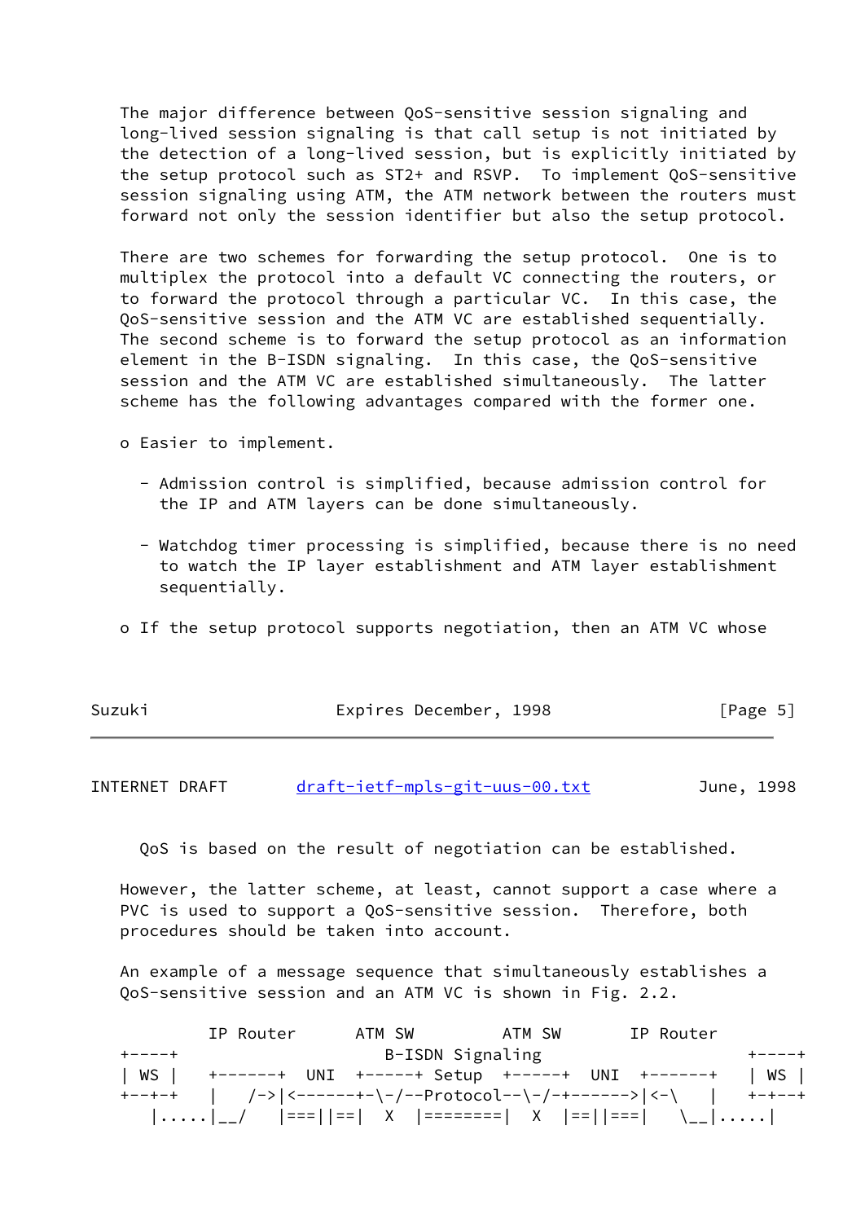The major difference between QoS-sensitive session signaling and long-lived session signaling is that call setup is not initiated by the detection of a long-lived session, but is explicitly initiated by the setup protocol such as ST2+ and RSVP.  To implement QoS-sensitive session signaling using ATM, the ATM network between the routers must forward not only the session identifier but also the setup protocol.

There are two schemes for forwarding the setup protocol.  One is to multiplex the protocol into a default VC connecting the routers, or to forward the protocol through a particular VC.  In this case, the QoS-sensitive session and the ATM VC are established sequentially.  The second scheme is to forward the setup protocol as an information element in the B-ISDN signaling.  In this case, the QoS-sensitive session and the ATM VC are established simultaneously.  The latter scheme has the following advantages compared with the former one.

- Easier to implement.
  - Admission control is simplified, because admission control for the IP and ATM layers can be done simultaneously.
  - Watchdog timer processing is simplified, because there is no need to watch the IP layer establishment and ATM layer establishment sequentially.
- If the setup protocol supports negotiation, then an ATM VC whose QoS is based on the result of negotiation can be established.

However, the latter scheme, at least, cannot support a case where a PVC is used to support a QoS-sensitive session.  Therefore, both procedures should be taken into account.

An example of a message sequence that simultaneously establishes a QoS-sensitive session and an ATM VC is shown in Fig. 2.2.

```
        IP Router      ATM SW        ATM SW       IP Router
+----+                    B-ISDN Signaling                  +----+
| WS |   +------+  UNI  +-----+ Setup  +-----+  UNI  +------+    | WS |
+--+-+   |   /->|<------+-\-/--Protocol--\-/-+------>|<-\   |    +-+--+
   |.....|__/   |===||==|  X  |========|  X  |==||===|   \__|.....|
```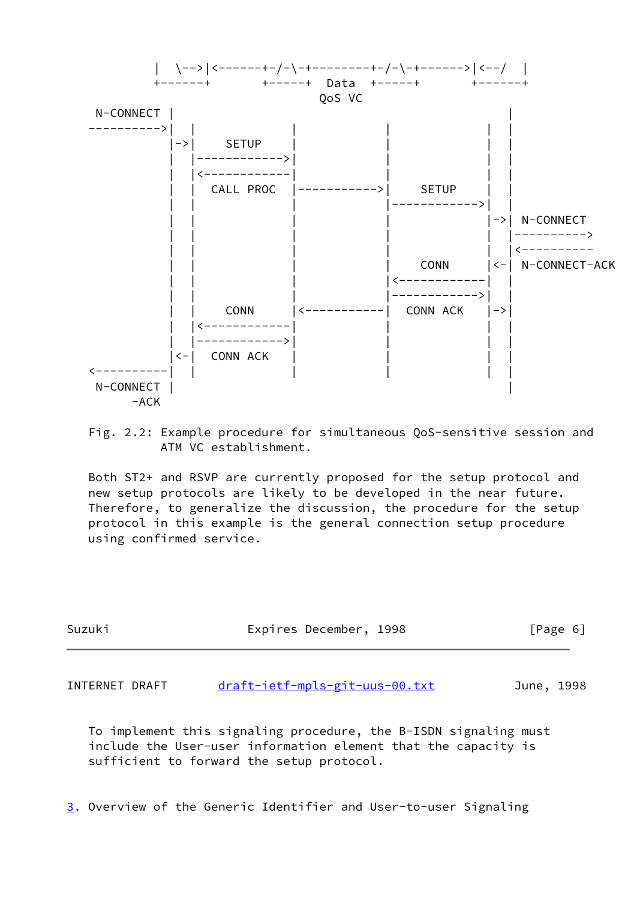```
         |  \-->|<------+-/-\-+--------+-/-\-+------>|<--/  |
         +-------+       +-----+  Data  +------+       +-------+
                                 QoS VC
   N-CONNECT |                                                  |
  ---------->|  |             |             |            |  |
             |->|    SETUP    |             |            |  |
             |  |------------>|             |            |  |
             |  |<------------|             |            |  |
             |  |  CALL PROC  |----------->|    SETUP   |  |
             |  |             |             |------------>|  |
             |  |             |             |            |->|  N-CONNECT
             |  |             |             |            |  |---------->
             |  |             |             |            |  |<----------
             |  |             |             |    CONN    |<-|  N-CONNECT-ACK
             |  |             |             |<------------|  |
             |  |             |             |------------>|  |
             |  |    CONN     |<-----------|  CONN ACK  |->|
             |  |<------------|             |            |  |
             |  |------------>|             |            |  |
             |<-|  CONN ACK   |             |            |  |
  <----------|  |             |             |            |  |
   N-CONNECT |                                                  |
        -ACK
```

Fig. 2.2: Example procedure for simultaneous QoS-sensitive session and ATM VC establishment.

Both ST2+ and RSVP are currently proposed for the setup protocol and new setup protocols are likely to be developed in the near future. Therefore, to generalize the discussion, the procedure for the setup protocol in this example is the general connection setup procedure using confirmed service.

To implement this signaling procedure, the B-ISDN signaling must include the User-user information element that the capacity is sufficient to forward the setup protocol.

## 3. Overview of the Generic Identifier and User-to-user Signaling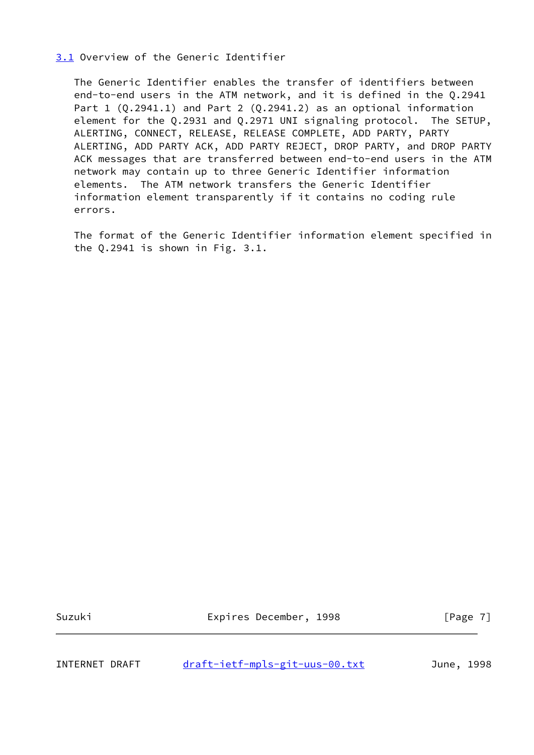### 3.1 Overview of the Generic Identifier

The Generic Identifier enables the transfer of identifiers between end-to-end users in the ATM network, and it is defined in the Q.2941 Part 1 (Q.2941.1) and Part 2 (Q.2941.2) as an optional information element for the Q.2931 and Q.2971 UNI signaling protocol. The SETUP, ALERTING, CONNECT, RELEASE, RELEASE COMPLETE, ADD PARTY, PARTY ALERTING, ADD PARTY ACK, ADD PARTY REJECT, DROP PARTY, and DROP PARTY ACK messages that are transferred between end-to-end users in the ATM network may contain up to three Generic Identifier information elements. The ATM network transfers the Generic Identifier information element transparently if it contains no coding rule errors.

The format of the Generic Identifier information element specified in the Q.2941 is shown in Fig. 3.1.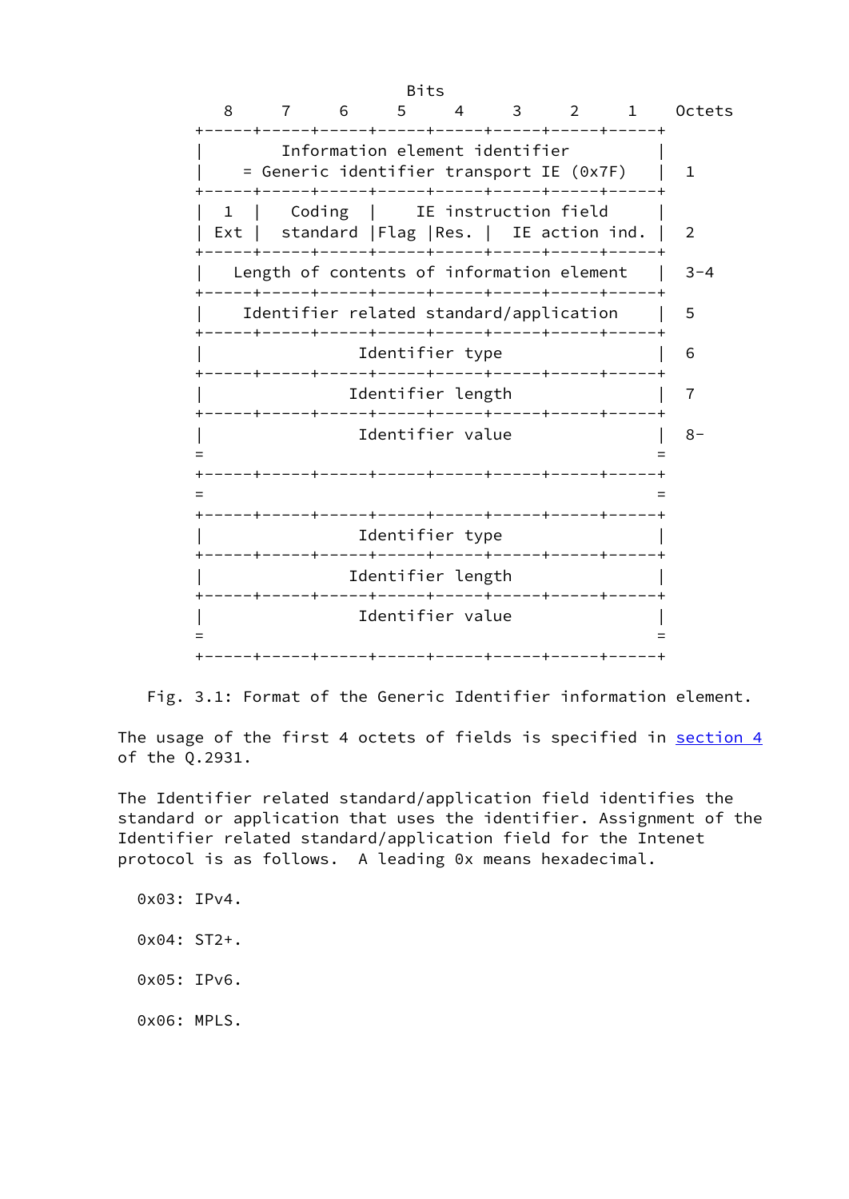```
                               Bits
        8     7     6     5     4     3     2     1    Octets
     +-----+-----+-----+-----+-----+-----+-----+-----+
     |         Information element identifier        |
     |    = Generic identifier transport IE (0x7F)   |   1
     +-----+-----+-----+-----+-----+-----+-----+-----+
     |  1  |   Coding  |     IE instruction field    |
     | Ext |  standard |Flag |Res. |  IE action ind. |   2
     +-----+-----+-----+-----+-----+-----+-----+-----+
     |   Length of contents of information element   |  3-4
     +-----+-----+-----+-----+-----+-----+-----+-----+
     |    Identifier related standard/application    |   5
     +-----+-----+-----+-----+-----+-----+-----+-----+
     |                Identifier type                |   6
     +-----+-----+-----+-----+-----+-----+-----+-----+
     |               Identifier length               |   7
     +-----+-----+-----+-----+-----+-----+-----+-----+
     |                Identifier value               |   8-
     =                                               =
     +-----+-----+-----+-----+-----+-----+-----+-----+
     =                                               =
     +-----+-----+-----+-----+-----+-----+-----+-----+
     |                Identifier type                |
     +-----+-----+-----+-----+-----+-----+-----+-----+
     |               Identifier length               |
     +-----+-----+-----+-----+-----+-----+-----+-----+
     |                Identifier value               |
     =                                               =
     +-----+-----+-----+-----+-----+-----+-----+-----+
```

Fig. 3.1: Format of the Generic Identifier information element.

The usage of the first 4 octets of fields is specified in section 4 of the Q.2931.

The Identifier related standard/application field identifies the standard or application that uses the identifier. Assignment of the Identifier related standard/application field for the Intenet protocol is as follows. A leading 0x means hexadecimal.

0x03: IPv4.

0x04: ST2+.

0x05: IPv6.

0x06: MPLS.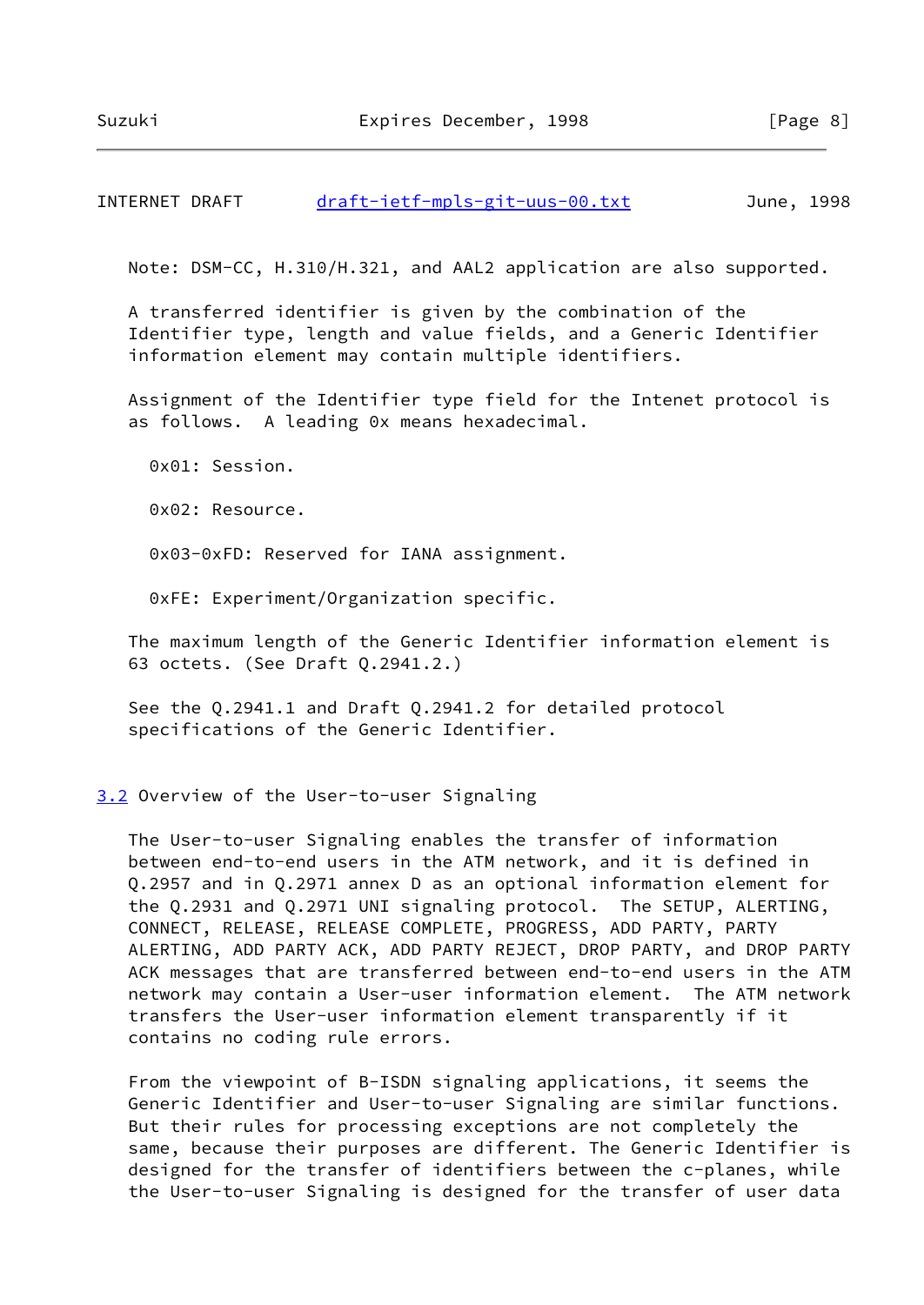Note: DSM-CC, H.310/H.321, and AAL2 application are also supported.

A transferred identifier is given by the combination of the Identifier type, length and value fields, and a Generic Identifier information element may contain multiple identifiers.

Assignment of the Identifier type field for the Intenet protocol is as follows. A leading 0x means hexadecimal.

- 0x01: Session.
- 0x02: Resource.
- 0x03-0xFD: Reserved for IANA assignment.
- 0xFE: Experiment/Organization specific.

The maximum length of the Generic Identifier information element is 63 octets. (See Draft Q.2941.2.)

See the Q.2941.1 and Draft Q.2941.2 for detailed protocol specifications of the Generic Identifier.

### 3.2 Overview of the User-to-user Signaling

The User-to-user Signaling enables the transfer of information between end-to-end users in the ATM network, and it is defined in Q.2957 and in Q.2971 annex D as an optional information element for the Q.2931 and Q.2971 UNI signaling protocol. The SETUP, ALERTING, CONNECT, RELEASE, RELEASE COMPLETE, PROGRESS, ADD PARTY, PARTY ALERTING, ADD PARTY ACK, ADD PARTY REJECT, DROP PARTY, and DROP PARTY ACK messages that are transferred between end-to-end users in the ATM network may contain a User-user information element. The ATM network transfers the User-user information element transparently if it contains no coding rule errors.

From the viewpoint of B-ISDN signaling applications, it seems the Generic Identifier and User-to-user Signaling are similar functions. But their rules for processing exceptions are not completely the same, because their purposes are different. The Generic Identifier is designed for the transfer of identifiers between the c-planes, while the User-to-user Signaling is designed for the transfer of user data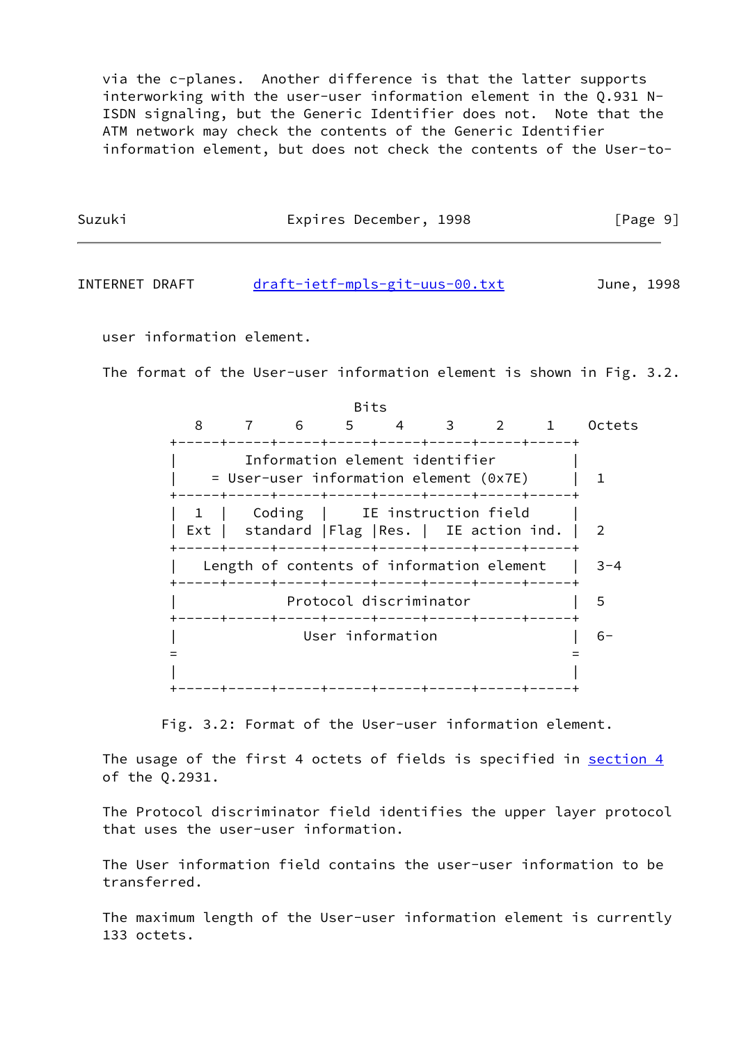via the c-planes.  Another difference is that the latter supports interworking with the user-user information element in the Q.931 N-ISDN signaling, but the Generic Identifier does not.  Note that the ATM network may check the contents of the Generic Identifier information element, but does not check the contents of the User-to-user information element.

The format of the User-user information element is shown in Fig. 3.2.

```
                          Bits
      8     7     6     5     4     3     2     1    Octets
   +-----+-----+-----+-----+-----+-----+-----+-----+
   |        Information element identifier         |
   |    = User-user information element (0x7E)     |  1
   +-----+-----+-----+-----+-----+-----+-----+-----+
   |  1  |   Coding  |     IE instruction field    |
   | Ext |  standard |Flag |Res. |  IE action ind. |  2
   +-----+-----+-----+-----+-----+-----+-----+-----+
   |   Length of contents of information element   |  3-4
   +-----+-----+-----+-----+-----+-----+-----+-----+
   |             Protocol discriminator            |  5
   +-----+-----+-----+-----+-----+-----+-----+-----+
   |               User information                |  6-
   =                                               =
   |                                               |
   +-----+-----+-----+-----+-----+-----+-----+-----+
```

Fig. 3.2: Format of the User-user information element.

The usage of the first 4 octets of fields is specified in section 4 of the Q.2931.

The Protocol discriminator field identifies the upper layer protocol that uses the user-user information.

The User information field contains the user-user information to be transferred.

The maximum length of the User-user information element is currently 133 octets.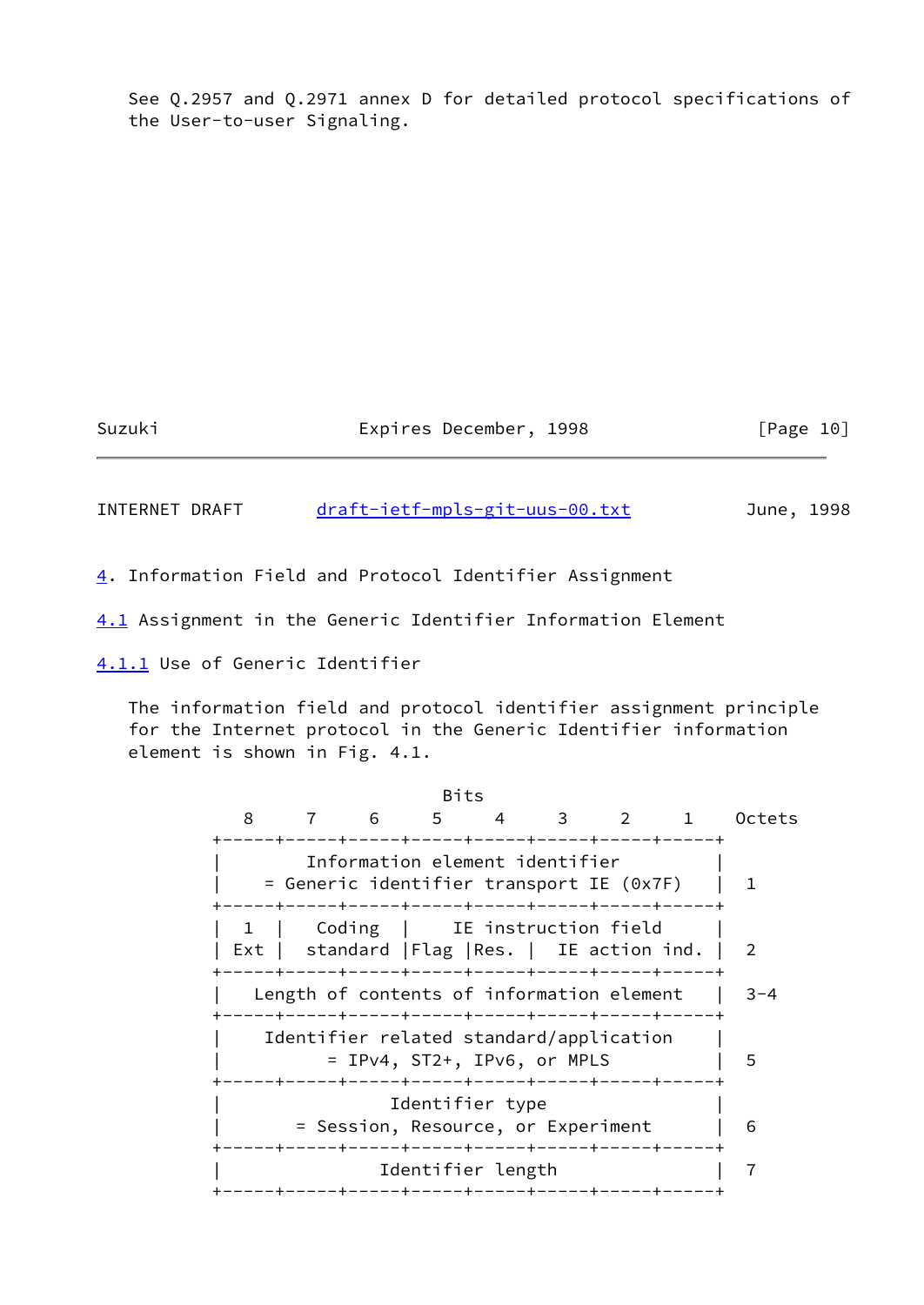See Q.2957 and Q.2971 annex D for detailed protocol specifications of the User-to-user Signaling.

# 4. Information Field and Protocol Identifier Assignment

## 4.1 Assignment in the Generic Identifier Information Element

### 4.1.1 Use of Generic Identifier

The information field and protocol identifier assignment principle for the Internet protocol in the Generic Identifier information element is shown in Fig. 4.1.

```
                             Bits
       8     7     6     5     4     3     2     1    Octets
    +-----+-----+-----+-----+-----+-----+-----+-----+
    |        Information element identifier         |
    |    = Generic identifier transport IE (0x7F)   |   1
    +-----+-----+-----+-----+-----+-----+-----+-----+
    |  1  |   Coding  |     IE instruction field     |
    | Ext |  standard |Flag |Res. |  IE action ind. |   2
    +-----+-----+-----+-----+-----+-----+-----+-----+
    |   Length of contents of information element   |  3-4
    +-----+-----+-----+-----+-----+-----+-----+-----+
    |    Identifier related standard/application    |
    |          = IPv4, ST2+, IPv6, or MPLS          |   5
    +-----+-----+-----+-----+-----+-----+-----+-----+
    |                Identifier type                |
    |       = Session, Resource, or Experiment      |   6
    +-----+-----+-----+-----+-----+-----+-----+-----+
    |               Identifier length               |   7
    +-----+-----+-----+-----+-----+-----+-----+-----+
```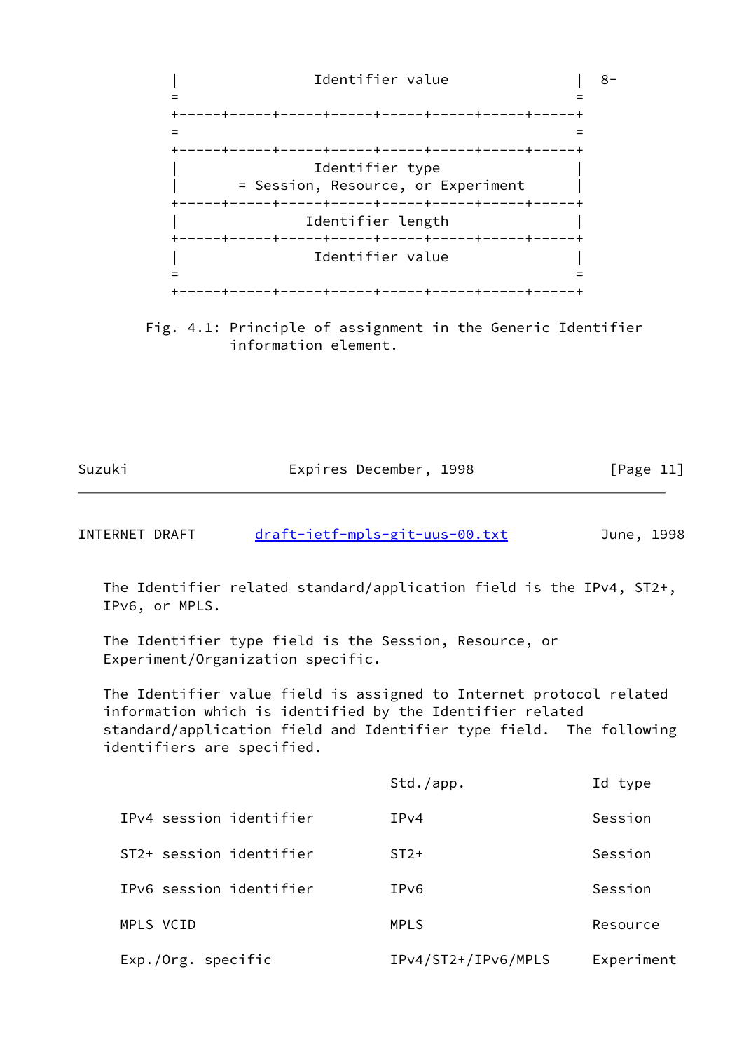```
   |                Identifier value                |  8-
   =                                                =
   +-----+-----+-----+-----+-----+-----+-----+-----+
   =                                                =
   +-----+-----+-----+-----+-----+-----+-----+-----+
   |                Identifier type                 |
   |        = Session, Resource, or Experiment      |
   +-----+-----+-----+-----+-----+-----+-----+-----+
   |               Identifier length                |
   +-----+-----+-----+-----+-----+-----+-----+-----+
   |                Identifier value                |
   =                                                =
   +-----+-----+-----+-----+-----+-----+-----+-----+
```

Fig. 4.1: Principle of assignment in the Generic Identifier information element.

The Identifier related standard/application field is the IPv4, ST2+, IPv6, or MPLS.

The Identifier type field is the Session, Resource, or Experiment/Organization specific.

The Identifier value field is assigned to Internet protocol related information which is identified by the Identifier related standard/application field and Identifier type field. The following identifiers are specified.

| | Std./app. | Id type |
|---|---|---|
| IPv4 session identifier | IPv4 | Session |
| ST2+ session identifier | ST2+ | Session |
| IPv6 session identifier | IPv6 | Session |
| MPLS VCID | MPLS | Resource |
| Exp./Org. specific | IPv4/ST2+/IPv6/MPLS | Experiment |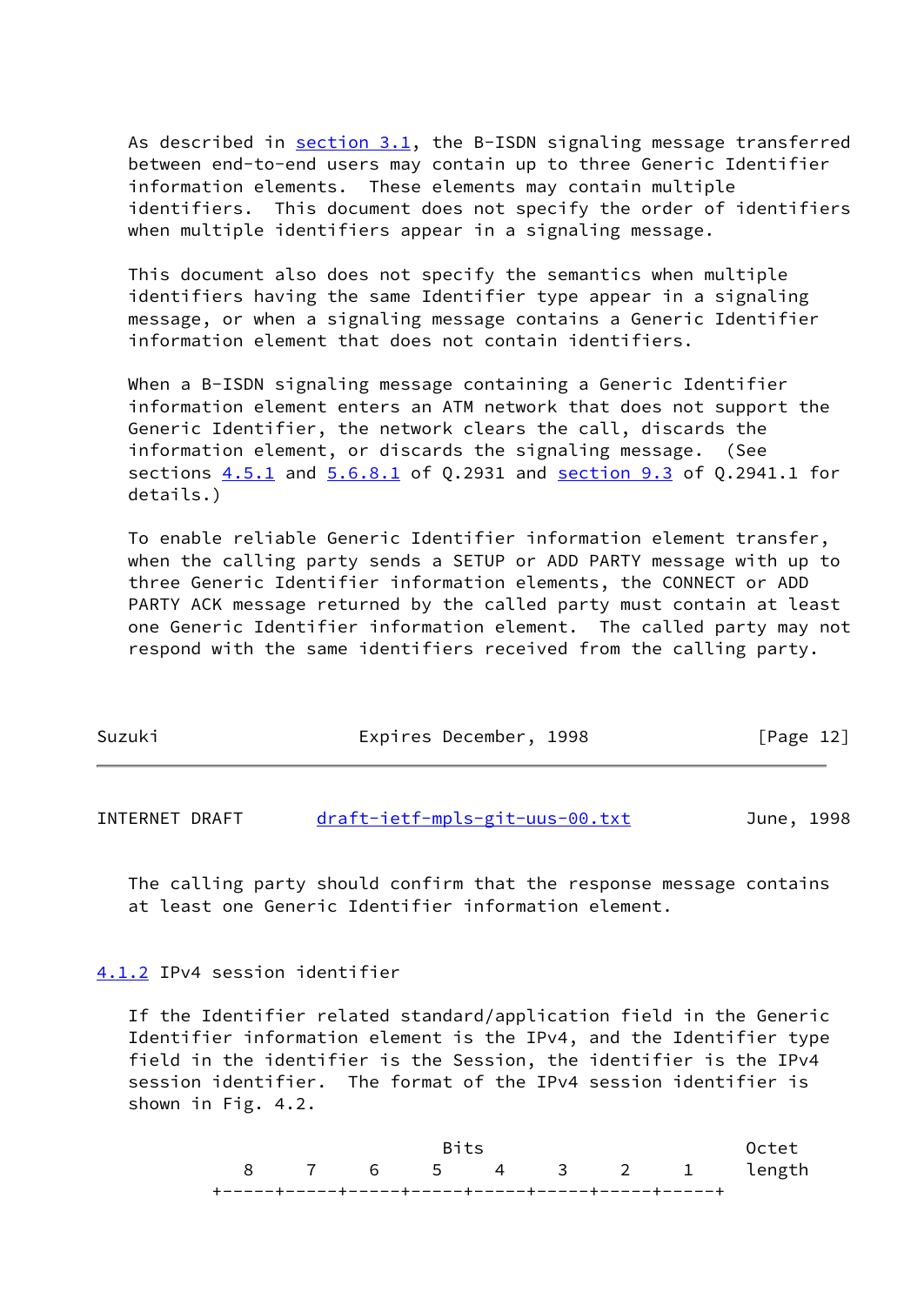As described in section 3.1, the B-ISDN signaling message transferred between end-to-end users may contain up to three Generic Identifier information elements. These elements may contain multiple identifiers. This document does not specify the order of identifiers when multiple identifiers appear in a signaling message.

This document also does not specify the semantics when multiple identifiers having the same Identifier type appear in a signaling message, or when a signaling message contains a Generic Identifier information element that does not contain identifiers.

When a B-ISDN signaling message containing a Generic Identifier information element enters an ATM network that does not support the Generic Identifier, the network clears the call, discards the information element, or discards the signaling message. (See sections 4.5.1 and 5.6.8.1 of Q.2931 and section 9.3 of Q.2941.1 for details.)

To enable reliable Generic Identifier information element transfer, when the calling party sends a SETUP or ADD PARTY message with up to three Generic Identifier information elements, the CONNECT or ADD PARTY ACK message returned by the called party must contain at least one Generic Identifier information element. The called party may not respond with the same identifiers received from the calling party.

The calling party should confirm that the response message contains at least one Generic Identifier information element.

### 4.1.2 IPv4 session identifier

If the Identifier related standard/application field in the Generic Identifier information element is the IPv4, and the Identifier type field in the identifier is the Session, the identifier is the IPv4 session identifier. The format of the IPv4 session identifier is shown in Fig. 4.2.

```
                          Bits                          Octet
       8     7     6     5     4     3     2     1     length
    +-----+-----+-----+-----+-----+-----+-----+-----+
```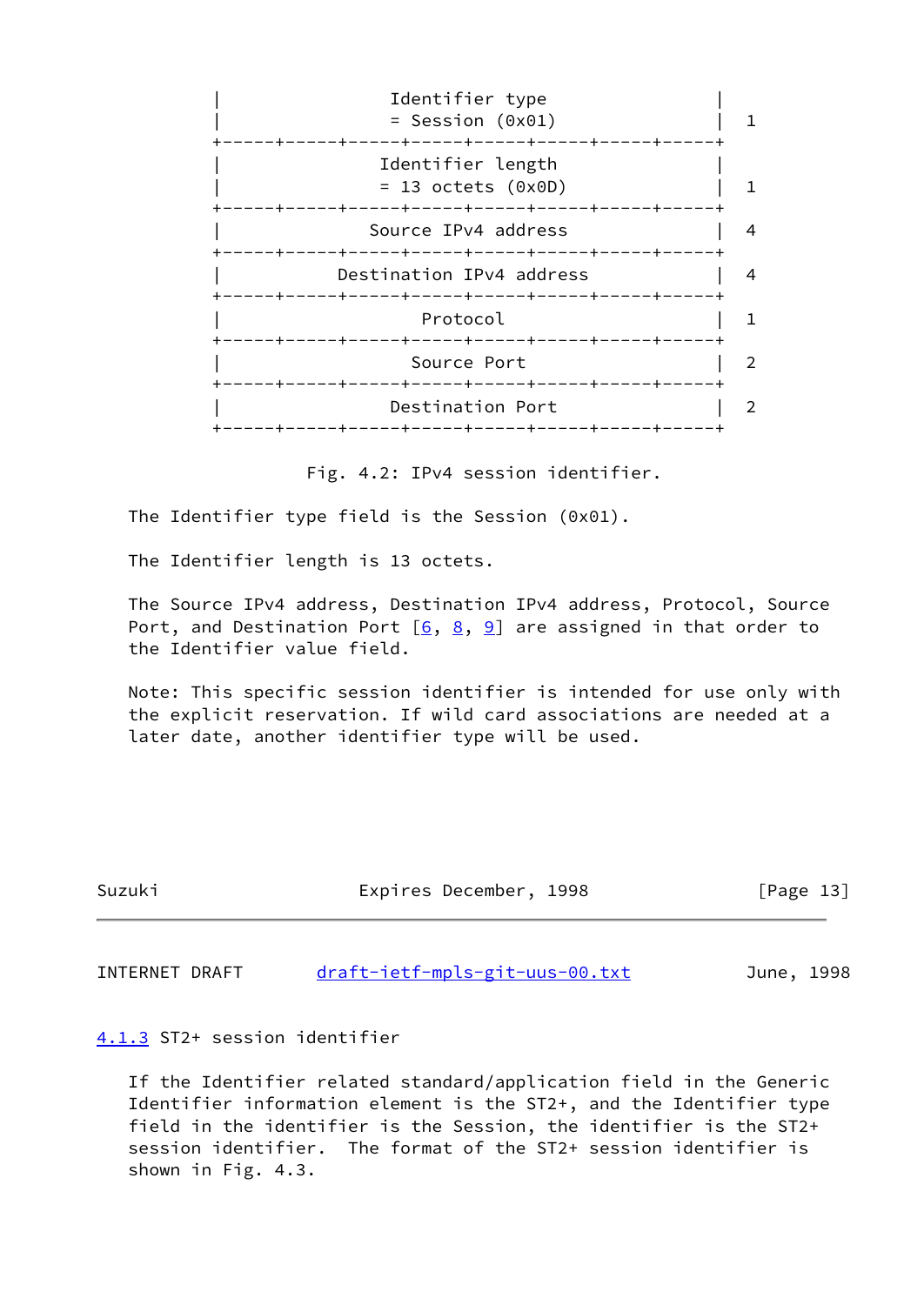```
|                Identifier type                |
|                = Session (0x01)               |  1
+-----+-----+-----+-----+-----+-----+-----+-----+
|               Identifier length               |
|               = 13 octets (0x0D)              |  1
+-----+-----+-----+-----+-----+-----+-----+-----+
|              Source IPv4 address              |  4
+-----+-----+-----+-----+-----+-----+-----+-----+
|           Destination IPv4 address            |  4
+-----+-----+-----+-----+-----+-----+-----+-----+
|                   Protocol                    |  1
+-----+-----+-----+-----+-----+-----+-----+-----+
|                  Source Port                  |  2
+-----+-----+-----+-----+-----+-----+-----+-----+
|               Destination Port                |  2
+-----+-----+-----+-----+-----+-----+-----+-----+
```

Fig. 4.2: IPv4 session identifier.

The Identifier type field is the Session (0x01).

The Identifier length is 13 octets.

The Source IPv4 address, Destination IPv4 address, Protocol, Source Port, and Destination Port [6, 8, 9] are assigned in that order to the Identifier value field.

Note: This specific session identifier is intended for use only with the explicit reservation. If wild card associations are needed at a later date, another identifier type will be used.

### 4.1.3 ST2+ session identifier

If the Identifier related standard/application field in the Generic Identifier information element is the ST2+, and the Identifier type field in the identifier is the Session, the identifier is the ST2+ session identifier. The format of the ST2+ session identifier is shown in Fig. 4.3.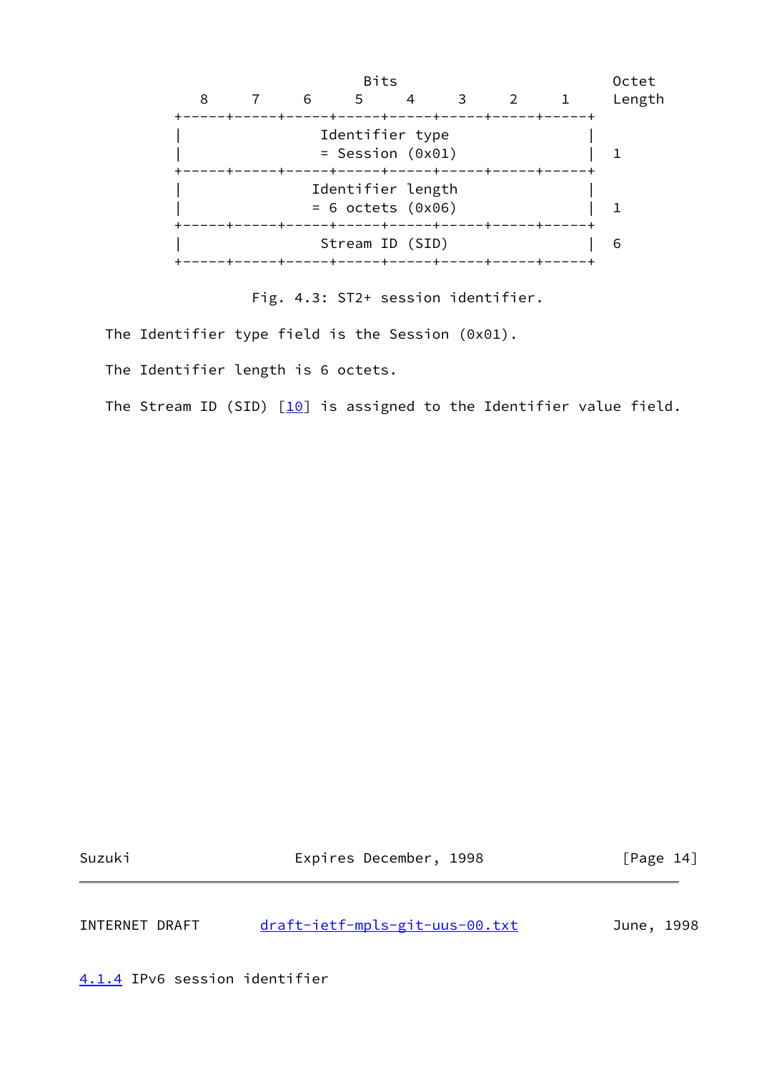```
                             Bits                            Octet
      8     7     6     5     4     3     2     1        Length
   +-----+-----+-----+-----+-----+-----+-----+-----+
   |                 Identifier type                |
   |                 = Session (0x01)               |    1
   +-----+-----+-----+-----+-----+-----+-----+-----+
   |                Identifier length               |
   |                = 6 octets (0x06)               |    1
   +-----+-----+-----+-----+-----+-----+-----+-----+
   |                 Stream ID (SID)                |    6
   +-----+-----+-----+-----+-----+-----+-----+-----+
```

Fig. 4.3: ST2+ session identifier.

The Identifier type field is the Session (0x01).

The Identifier length is 6 octets.

The Stream ID (SID) [10] is assigned to the Identifier value field.

### 4.1.4 IPv6 session identifier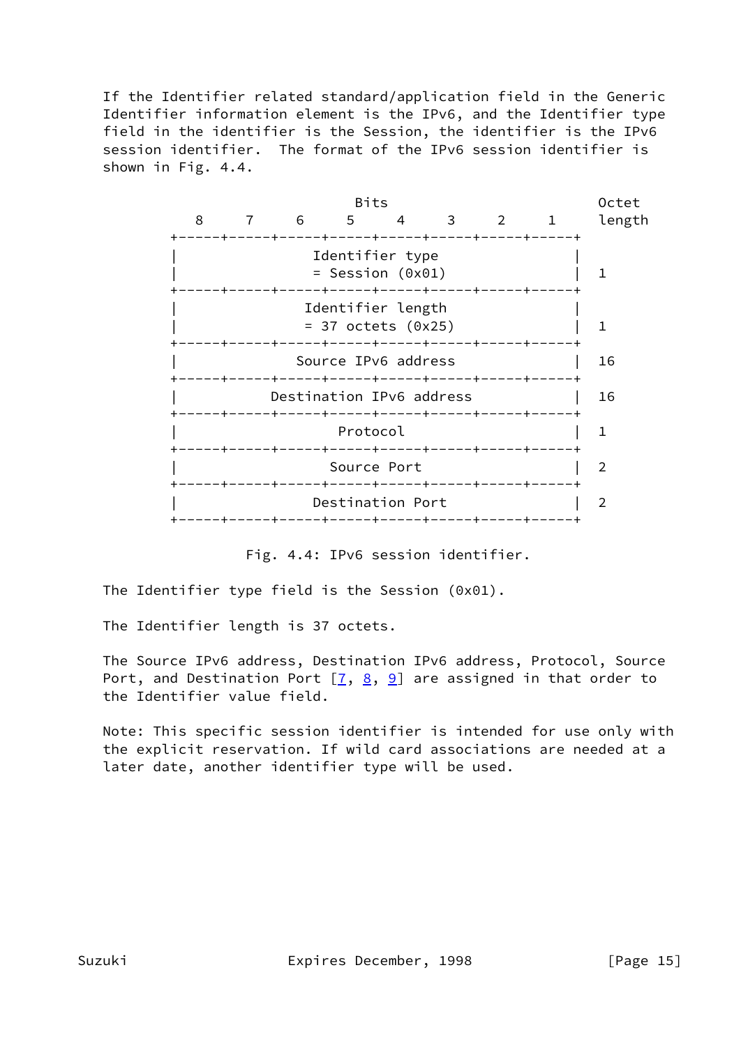If the Identifier related standard/application field in the Generic Identifier information element is the IPv6, and the Identifier type field in the identifier is the Session, the identifier is the IPv6 session identifier.  The format of the IPv6 session identifier is shown in Fig. 4.4.

```
                          Bits                          Octet
     8     7     6     5     4     3     2     1     length
  +-----+-----+-----+-----+-----+-----+-----+-----+
  |              Identifier type                  |
  |               = Session (0x01)                |    1
  +-----+-----+-----+-----+-----+-----+-----+-----+
  |             Identifier length                 |
  |             = 37 octets (0x25)                |    1
  +-----+-----+-----+-----+-----+-----+-----+-----+
  |            Source IPv6 address                |   16
  +-----+-----+-----+-----+-----+-----+-----+-----+
  |         Destination IPv6 address              |   16
  +-----+-----+-----+-----+-----+-----+-----+-----+
  |                 Protocol                      |    1
  +-----+-----+-----+-----+-----+-----+-----+-----+
  |               Source Port                     |    2
  +-----+-----+-----+-----+-----+-----+-----+-----+
  |             Destination Port                  |    2
  +-----+-----+-----+-----+-----+-----+-----+-----+
```

Fig. 4.4: IPv6 session identifier.

The Identifier type field is the Session (0x01).

The Identifier length is 37 octets.

The Source IPv6 address, Destination IPv6 address, Protocol, Source Port, and Destination Port [7, 8, 9] are assigned in that order to the Identifier value field.

Note: This specific session identifier is intended for use only with the explicit reservation. If wild card associations are needed at a later date, another identifier type will be used.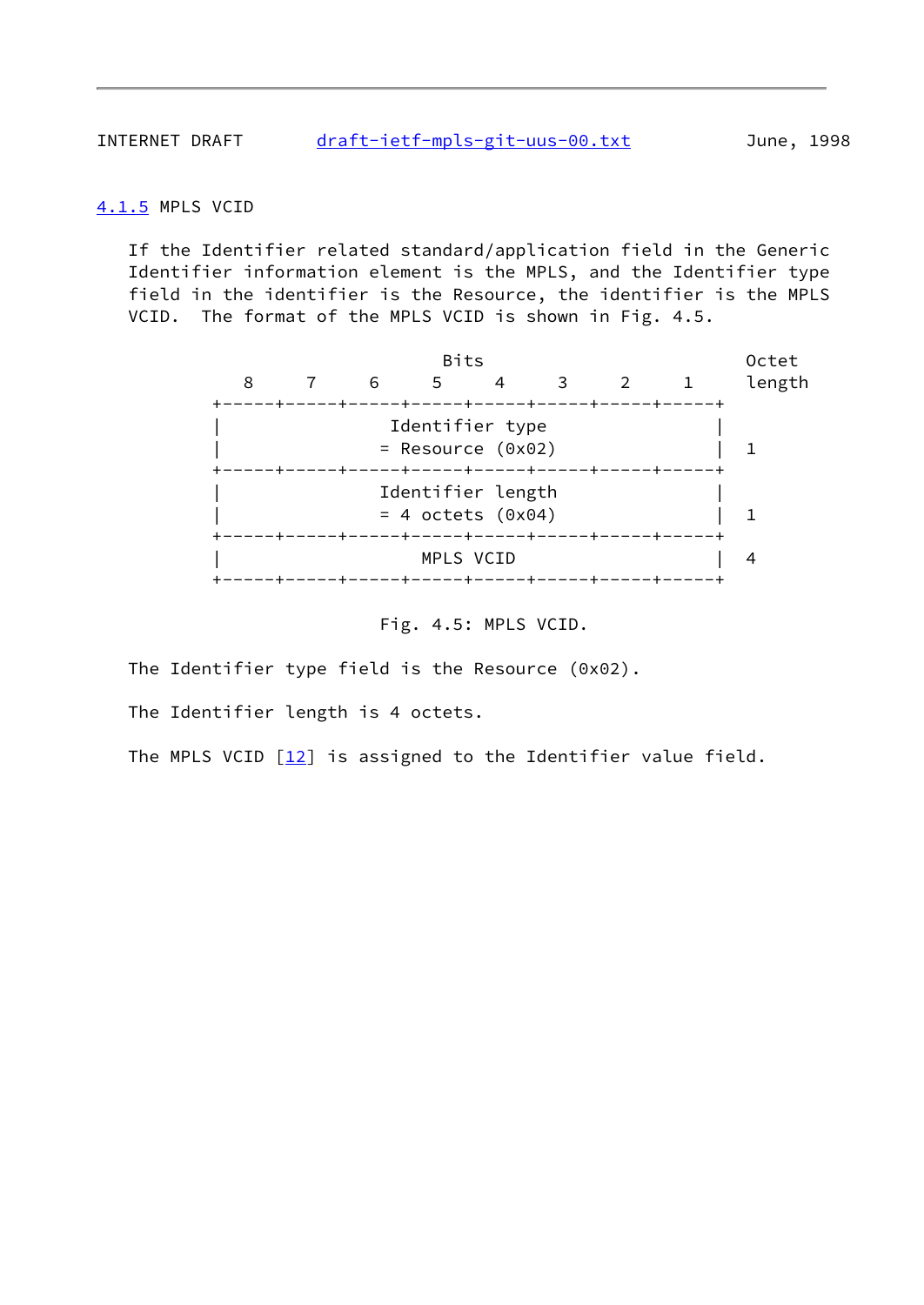### 4.1.5 MPLS VCID

If the Identifier related standard/application field in the Generic Identifier information element is the MPLS, and the Identifier type field in the identifier is the Resource, the identifier is the MPLS VCID. The format of the MPLS VCID is shown in Fig. 4.5.

```
                          Bits                          Octet
     8     7     6     5     4     3     2     1     length
  +-----+-----+-----+-----+-----+-----+-----+-----+
  |                Identifier type                |
  |               = Resource (0x02)               |   1
  +-----+-----+-----+-----+-----+-----+-----+-----+
  |               Identifier length               |
  |               = 4 octets (0x04)               |   1
  +-----+-----+-----+-----+-----+-----+-----+-----+
  |                   MPLS VCID                   |   4
  +-----+-----+-----+-----+-----+-----+-----+-----+
```

Fig. 4.5: MPLS VCID.

The Identifier type field is the Resource (0x02).

The Identifier length is 4 octets.

The MPLS VCID [12] is assigned to the Identifier value field.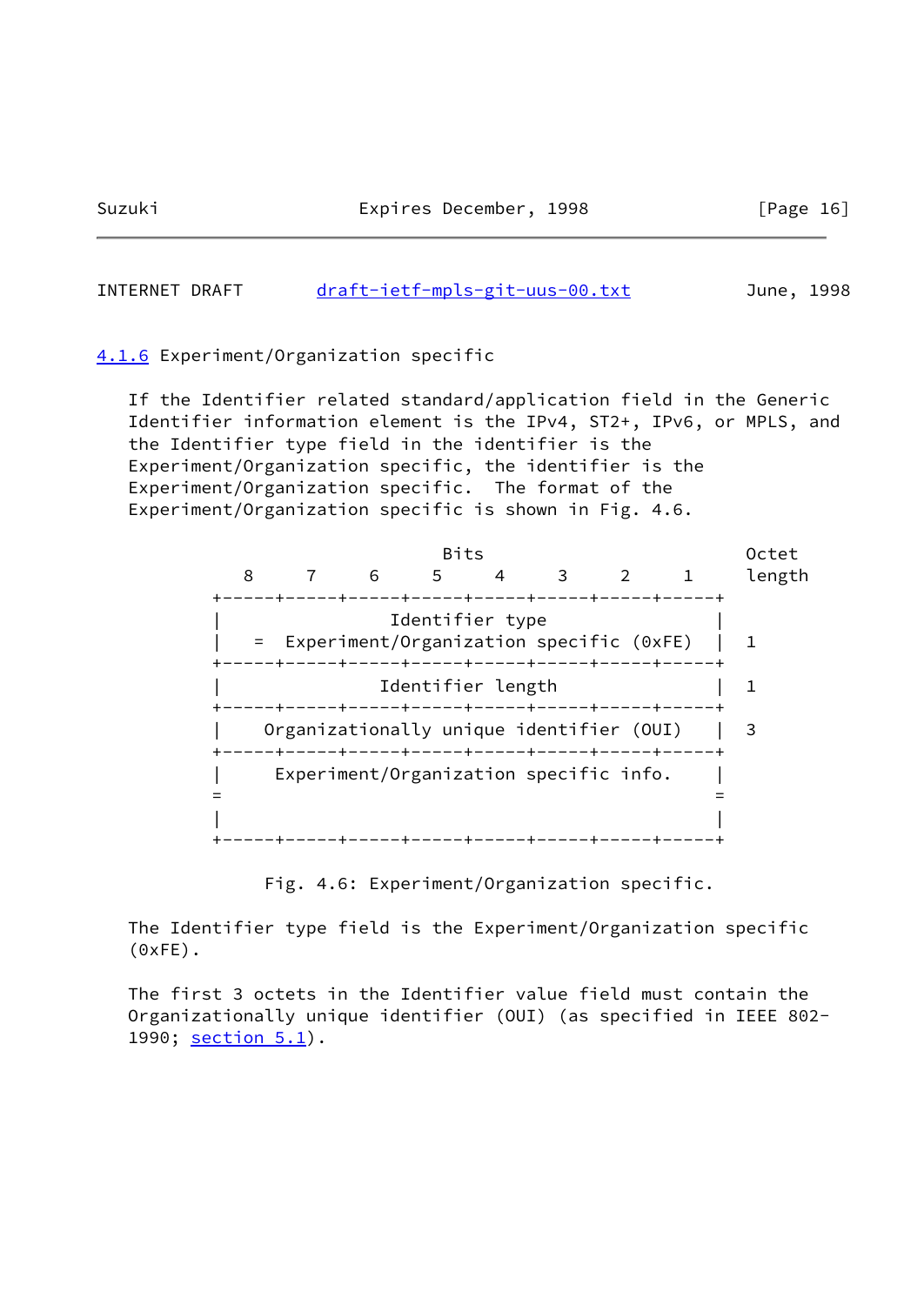### 4.1.6 Experiment/Organization specific

If the Identifier related standard/application field in the Generic Identifier information element is the IPv4, ST2+, IPv6, or MPLS, and the Identifier type field in the identifier is the Experiment/Organization specific, the identifier is the Experiment/Organization specific. The format of the Experiment/Organization specific is shown in Fig. 4.6.

```
                             Bits                         Octet
       8     7     6     5     4     3     2     1     length
    +-----+-----+-----+-----+-----+-----+-----+-----+
    |                Identifier type                |
    |   =  Experiment/Organization specific (0xFE)  |   1
    +-----+-----+-----+-----+-----+-----+-----+-----+
    |               Identifier length               |   1
    +-----+-----+-----+-----+-----+-----+-----+-----+
    |    Organizationally unique identifier (OUI)   |   3
    +-----+-----+-----+-----+-----+-----+-----+-----+
    |     Experiment/Organization specific info.    |
    =                                               =
    |                                               |
    +-----+-----+-----+-----+-----+-----+-----+-----+
```

Fig. 4.6: Experiment/Organization specific.

The Identifier type field is the Experiment/Organization specific (0xFE).

The first 3 octets in the Identifier value field must contain the Organizationally unique identifier (OUI) (as specified in IEEE 802-1990; section 5.1).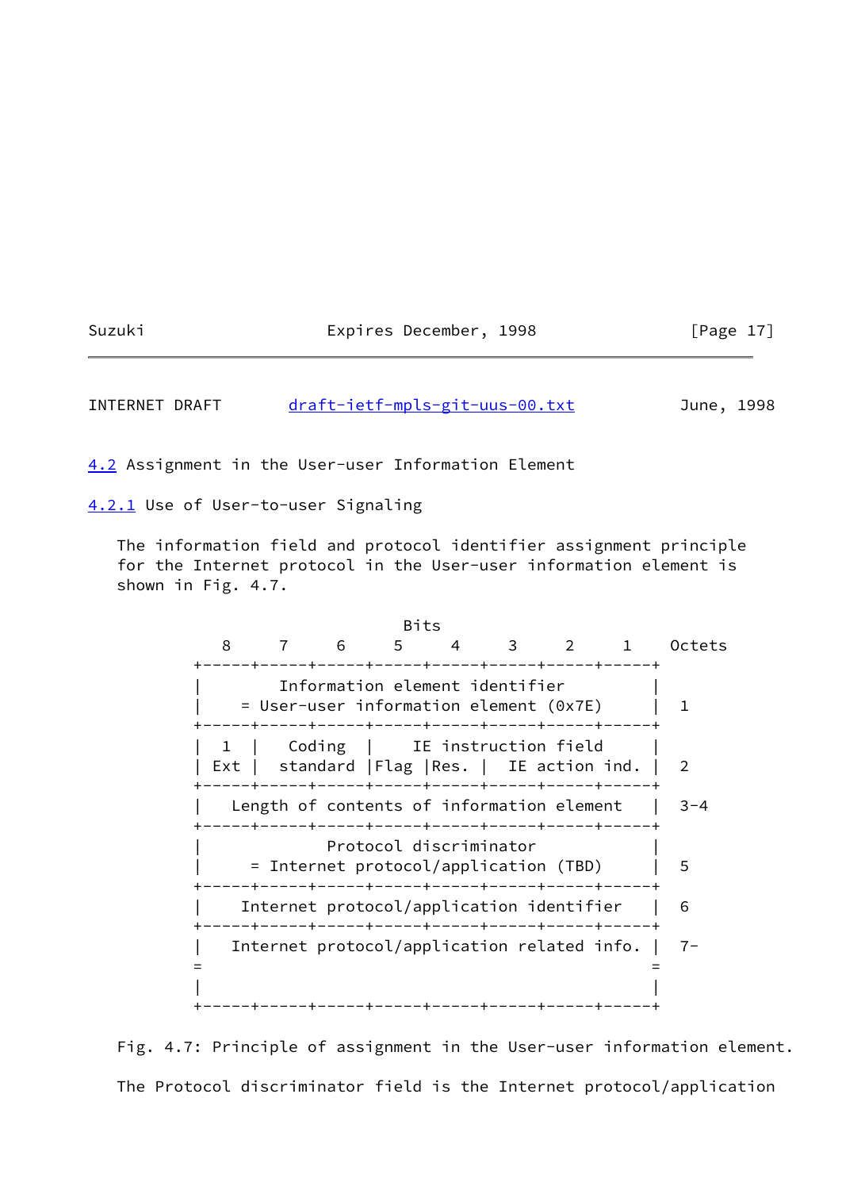## 4.2 Assignment in the User-user Information Element

### 4.2.1 Use of User-to-user Signaling

The information field and protocol identifier assignment principle for the Internet protocol in the User-user information element is shown in Fig. 4.7.

```
                            Bits
       8     7     6     5     4     3     2     1    Octets
    +-----+-----+-----+-----+-----+-----+-----+-----+
    |        Information element identifier         |
    |    = User-user information element (0x7E)     |  1
    +-----+-----+-----+-----+-----+-----+-----+-----+
    |  1  |   Coding  |     IE instruction field    |
    | Ext |  standard |Flag |Res. |  IE action ind. |  2
    +-----+-----+-----+-----+-----+-----+-----+-----+
    |   Length of contents of information element   |  3-4
    +-----+-----+-----+-----+-----+-----+-----+-----+
    |             Protocol discriminator            |
    |     = Internet protocol/application (TBD)     |  5
    +-----+-----+-----+-----+-----+-----+-----+-----+
    |    Internet protocol/application identifier   |  6
    +-----+-----+-----+-----+-----+-----+-----+-----+
    |   Internet protocol/application related info. |  7-
    =                                               =
    |                                               |
    +-----+-----+-----+-----+-----+-----+-----+-----+
```

Fig. 4.7: Principle of assignment in the User-user information element.

The Protocol discriminator field is the Internet protocol/application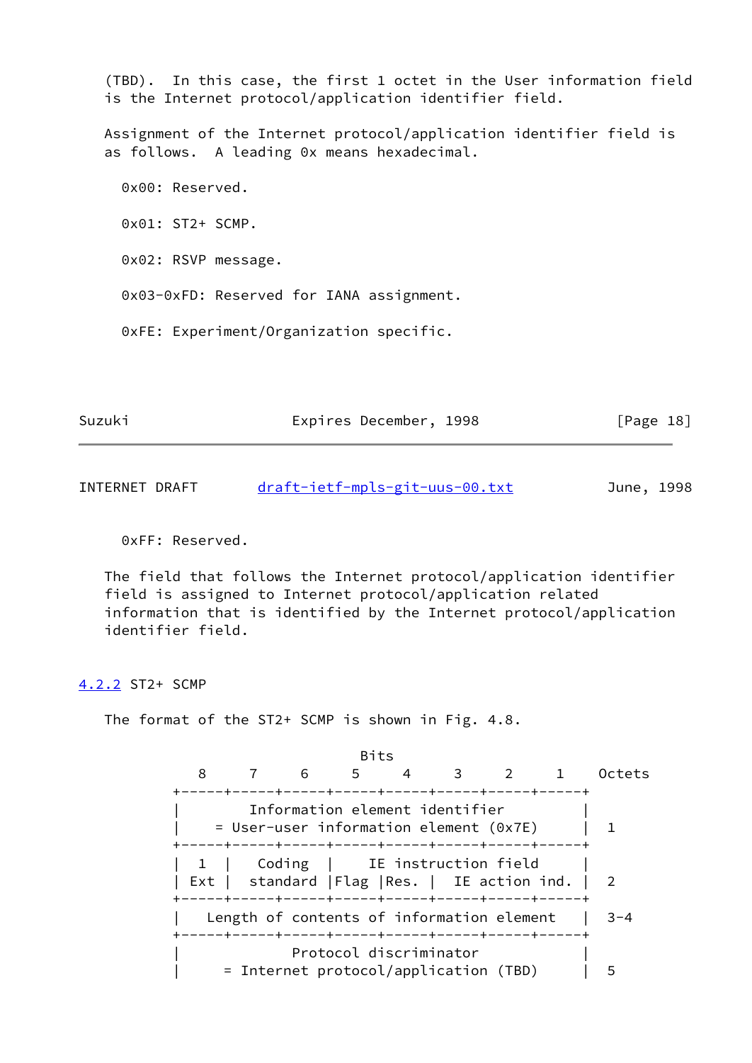(TBD). In this case, the first 1 octet in the User information field is the Internet protocol/application identifier field.

Assignment of the Internet protocol/application identifier field is as follows. A leading 0x means hexadecimal.

0x00: Reserved.

0x01: ST2+ SCMP.

0x02: RSVP message.

0x03-0xFD: Reserved for IANA assignment.

0xFE: Experiment/Organization specific.

0xFF: Reserved.

The field that follows the Internet protocol/application identifier field is assigned to Internet protocol/application related information that is identified by the Internet protocol/application identifier field.

### 4.2.2 ST2+ SCMP

The format of the ST2+ SCMP is shown in Fig. 4.8.

```
                           Bits
      8     7     6     5     4     3     2     1    Octets
   +-----+-----+-----+-----+-----+-----+-----+-----+
   |        Information element identifier         |
   |   = User-user information element (0x7E)      |  1
   +-----+-----+-----+-----+-----+-----+-----+-----+
   |  1  |   Coding  |     IE instruction field    |
   | Ext |  standard |Flag |Res. |  IE action ind. |  2
   +-----+-----+-----+-----+-----+-----+-----+-----+
   |   Length of contents of information element   |  3-4
   +-----+-----+-----+-----+-----+-----+-----+-----+
   |             Protocol discriminator            |
   |    = Internet protocol/application (TBD)      |  5
```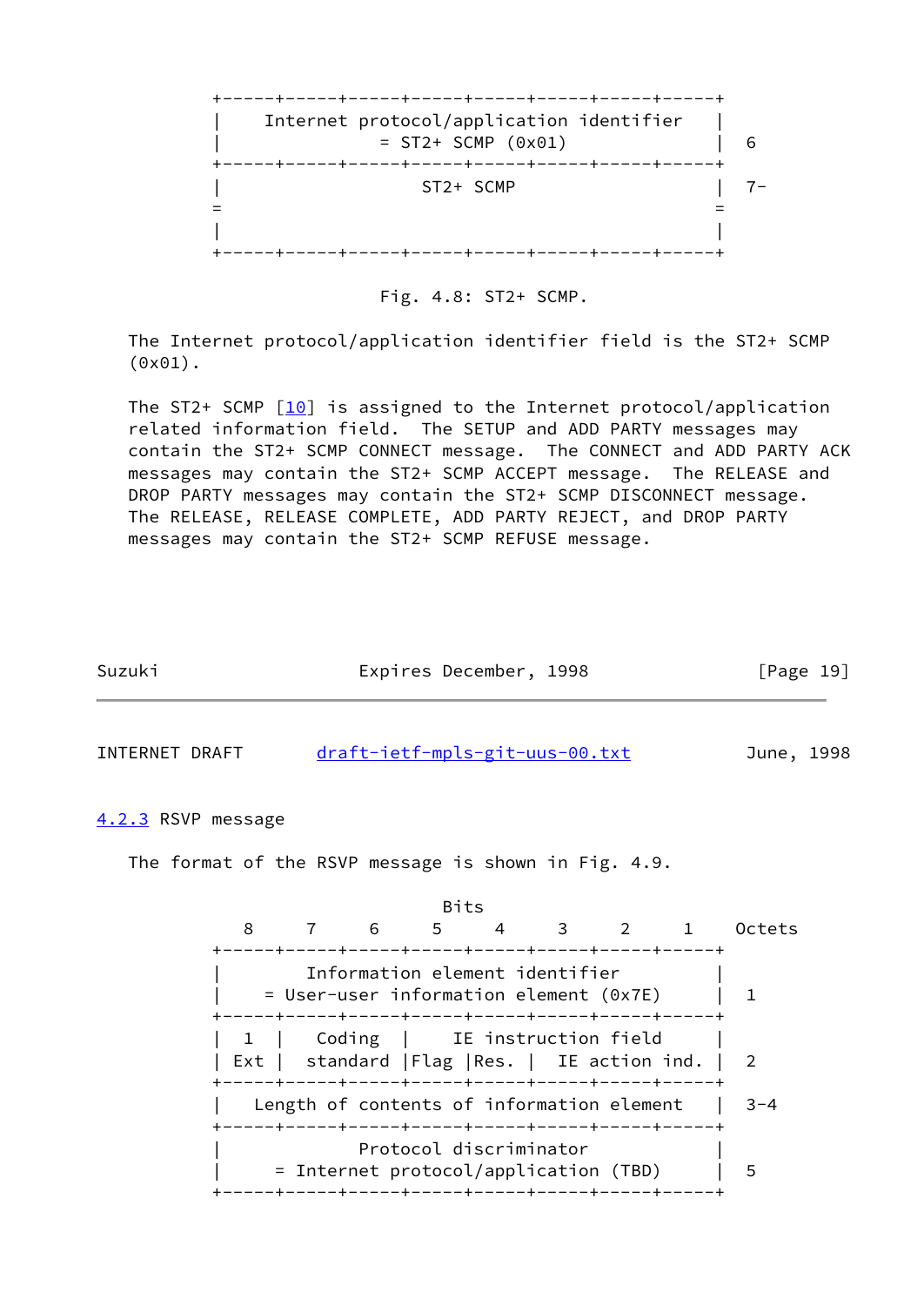```
+-----+-----+-----+-----+-----+-----+-----+-----+
|    Internet protocol/application identifier   |
|                = ST2+ SCMP (0x01)             |  6
+-----+-----+-----+-----+-----+-----+-----+-----+
|                   ST2+ SCMP                   |  7-
=                                               =
|                                               |
+-----+-----+-----+-----+-----+-----+-----+-----+
```

Fig. 4.8: ST2+ SCMP.

The Internet protocol/application identifier field is the ST2+ SCMP (0x01).

The ST2+ SCMP [10] is assigned to the Internet protocol/application related information field. The SETUP and ADD PARTY messages may contain the ST2+ SCMP CONNECT message. The CONNECT and ADD PARTY ACK messages may contain the ST2+ SCMP ACCEPT message. The RELEASE and DROP PARTY messages may contain the ST2+ SCMP DISCONNECT message. The RELEASE, RELEASE COMPLETE, ADD PARTY REJECT, and DROP PARTY messages may contain the ST2+ SCMP REFUSE message.

### 4.2.3 RSVP message

The format of the RSVP message is shown in Fig. 4.9.

```
                          Bits
   8     7     6     5     4     3     2     1    Octets
+-----+-----+-----+-----+-----+-----+-----+-----+
|        Information element identifier         |
|    = User-user information element (0x7E)     |  1
+-----+-----+-----+-----+-----+-----+-----+-----+
|  1  |   Coding  |    IE instruction field     |
| Ext |  standard |Flag |Res. |  IE action ind. |  2
+-----+-----+-----+-----+-----+-----+-----+-----+
|   Length of contents of information element   |  3-4
+-----+-----+-----+-----+-----+-----+-----+-----+
|             Protocol discriminator            |
|     = Internet protocol/application (TBD)     |  5
+-----+-----+-----+-----+-----+-----+-----+-----+
```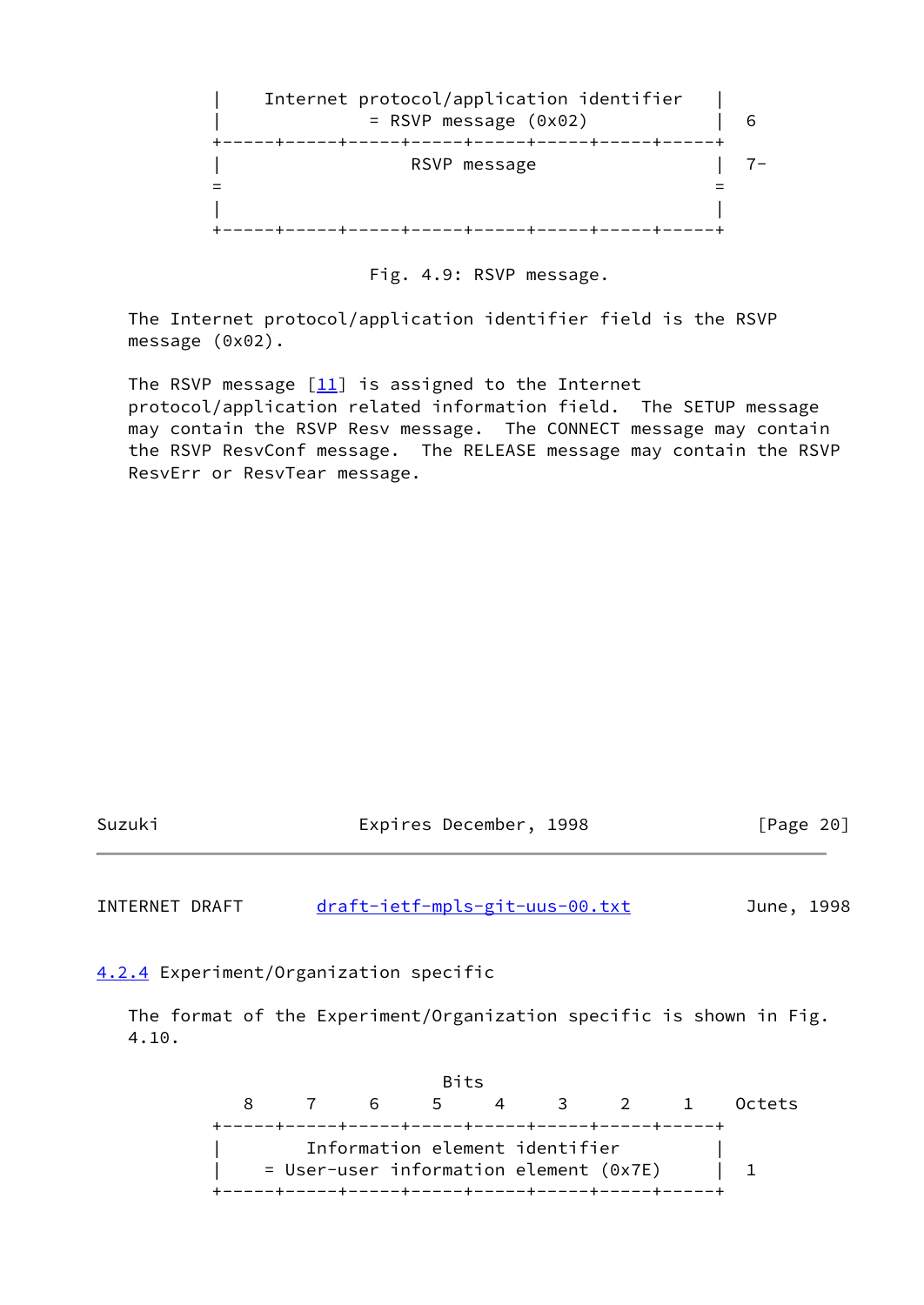```
|    Internet protocol/application identifier    |
|              = RSVP message (0x02)             |  6
+-----+-----+-----+-----+-----+-----+-----+-----+
|                  RSVP message                  |  7-
=                                                =
|                                                |
+-----+-----+-----+-----+-----+-----+-----+-----+
```

Fig. 4.9: RSVP message.

The Internet protocol/application identifier field is the RSVP message (0x02).

The RSVP message [11] is assigned to the Internet protocol/application related information field. The SETUP message may contain the RSVP Resv message. The CONNECT message may contain the RSVP ResvConf message. The RELEASE message may contain the RSVP ResvErr or ResvTear message.

### 4.2.4 Experiment/Organization specific

The format of the Experiment/Organization specific is shown in Fig. 4.10.

```
                        Bits
   8     7     6     5     4     3     2     1    Octets
+-----+-----+-----+-----+-----+-----+-----+-----+
|        Information element identifier          |
|    = User-user information element (0x7E)      |  1
+-----+-----+-----+-----+-----+-----+-----+-----+
```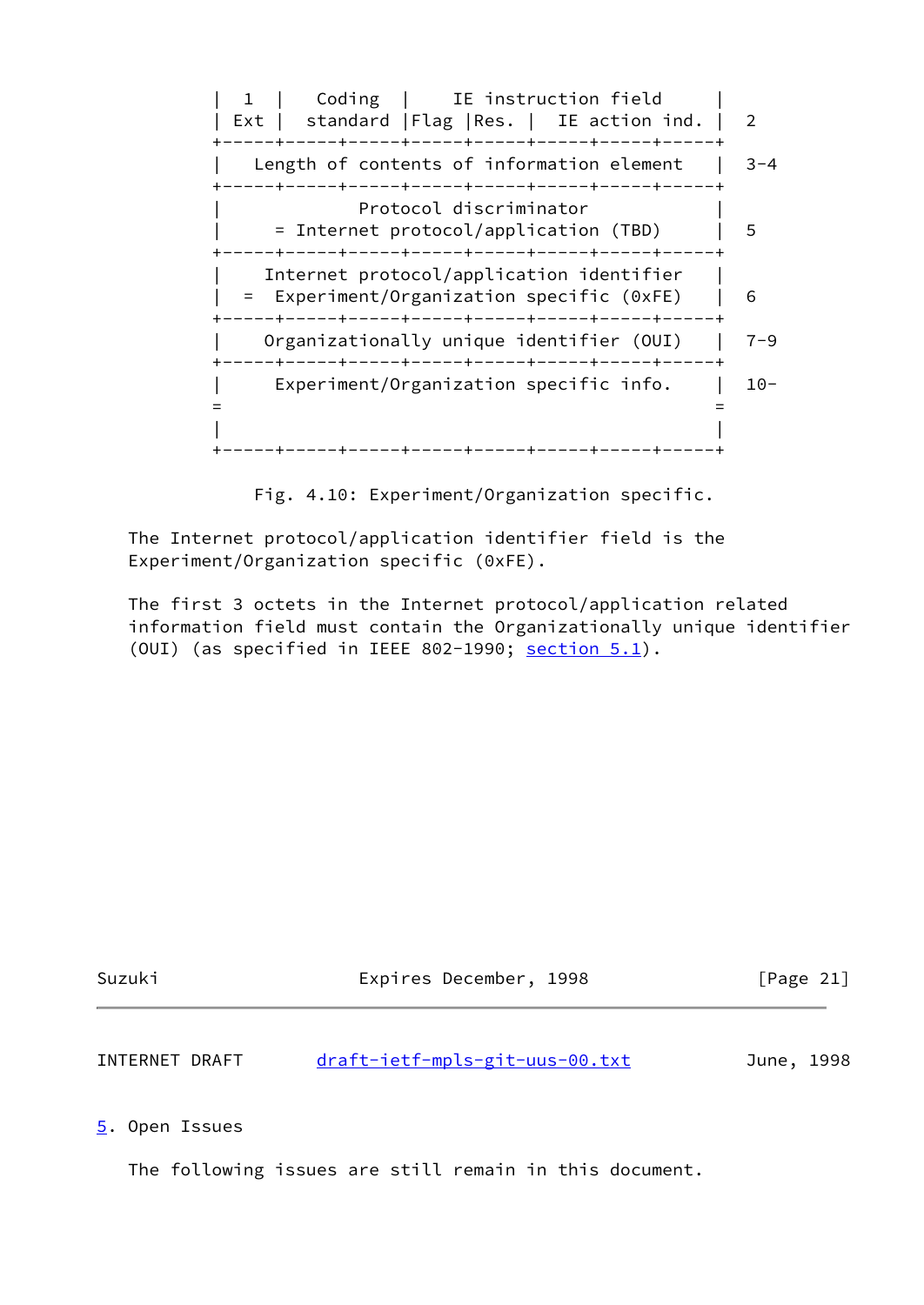```
|  1  |   Coding  |     IE instruction field      |
| Ext |  standard |Flag |Res. |  IE action ind. |  2
+-----+-----+-----+-----+-----+-----+-----+-----+
|   Length of contents of information element   |  3-4
+-----+-----+-----+-----+-----+-----+-----+-----+
|              Protocol discriminator           |
|     = Internet protocol/application (TBD)     |  5
+-----+-----+-----+-----+-----+-----+-----+-----+
|    Internet protocol/application identifier   |
|  =  Experiment/Organization specific (0xFE)   |  6
+-----+-----+-----+-----+-----+-----+-----+-----+
|    Organizationally unique identifier (OUI)   |  7-9
+-----+-----+-----+-----+-----+-----+-----+-----+
|     Experiment/Organization specific info.    |  10-
=                                               =
|                                               |
+-----+-----+-----+-----+-----+-----+-----+-----+
```

Fig. 4.10: Experiment/Organization specific.

The Internet protocol/application identifier field is the Experiment/Organization specific (0xFE).

The first 3 octets in the Internet protocol/application related information field must contain the Organizationally unique identifier (OUI) (as specified in IEEE 802-1990; section 5.1).

# 5. Open Issues

The following issues are still remain in this document.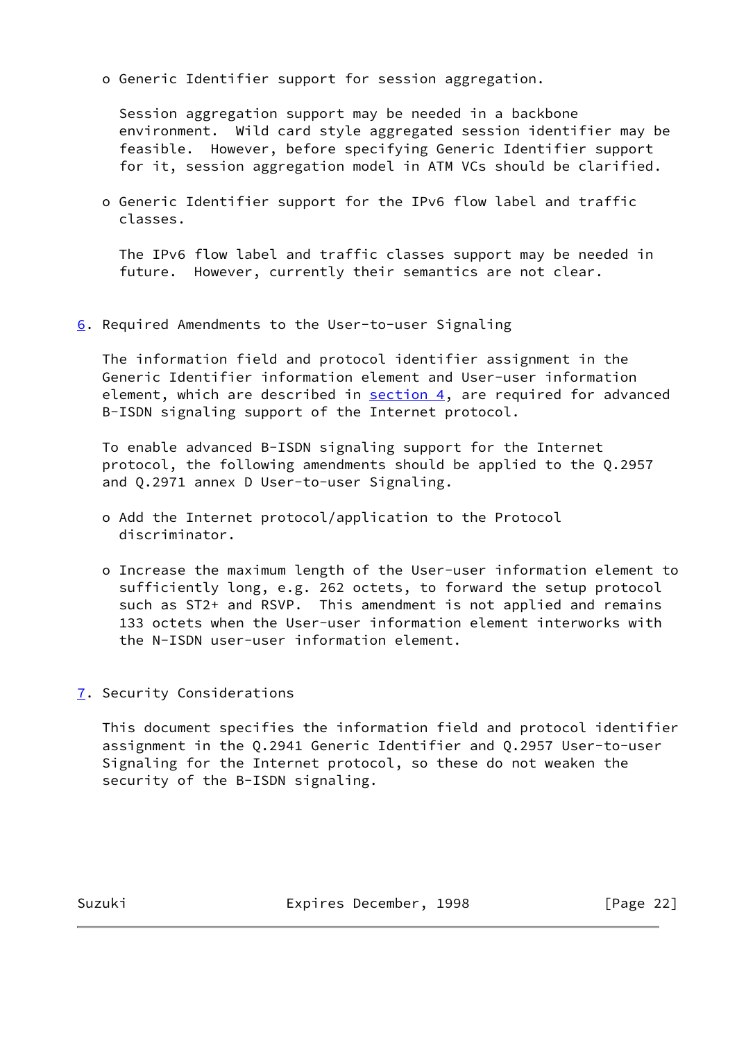- Generic Identifier support for session aggregation.

  Session aggregation support may be needed in a backbone environment. Wild card style aggregated session identifier may be feasible. However, before specifying Generic Identifier support for it, session aggregation model in ATM VCs should be clarified.

- Generic Identifier support for the IPv6 flow label and traffic classes.

  The IPv6 flow label and traffic classes support may be needed in future. However, currently their semantics are not clear.

## 6. Required Amendments to the User-to-user Signaling

The information field and protocol identifier assignment in the Generic Identifier information element and User-user information element, which are described in section 4, are required for advanced B-ISDN signaling support of the Internet protocol.

To enable advanced B-ISDN signaling support for the Internet protocol, the following amendments should be applied to the Q.2957 and Q.2971 annex D User-to-user Signaling.

- Add the Internet protocol/application to the Protocol discriminator.

- Increase the maximum length of the User-user information element to sufficiently long, e.g. 262 octets, to forward the setup protocol such as ST2+ and RSVP. This amendment is not applied and remains 133 octets when the User-user information element interworks with the N-ISDN user-user information element.

## 7. Security Considerations

This document specifies the information field and protocol identifier assignment in the Q.2941 Generic Identifier and Q.2957 User-to-user Signaling for the Internet protocol, so these do not weaken the security of the B-ISDN signaling.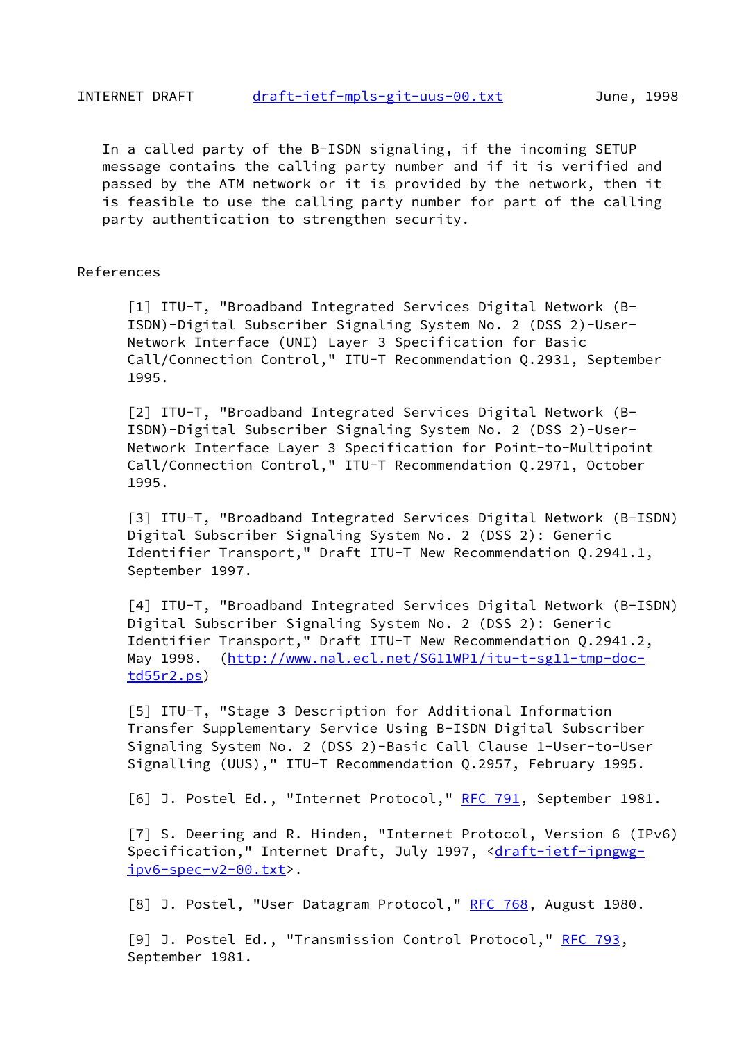In a called party of the B-ISDN signaling, if the incoming SETUP message contains the calling party number and if it is verified and passed by the ATM network or it is provided by the network, then it is feasible to use the calling party number for part of the calling party authentication to strengthen security.

## References

[1] ITU-T, "Broadband Integrated Services Digital Network (B-ISDN)-Digital Subscriber Signaling System No. 2 (DSS 2)-User-Network Interface (UNI) Layer 3 Specification for Basic Call/Connection Control," ITU-T Recommendation Q.2931, September 1995.

[2] ITU-T, "Broadband Integrated Services Digital Network (B-ISDN)-Digital Subscriber Signaling System No. 2 (DSS 2)-User-Network Interface Layer 3 Specification for Point-to-Multipoint Call/Connection Control," ITU-T Recommendation Q.2971, October 1995.

[3] ITU-T, "Broadband Integrated Services Digital Network (B-ISDN) Digital Subscriber Signaling System No. 2 (DSS 2): Generic Identifier Transport," Draft ITU-T New Recommendation Q.2941.1, September 1997.

[4] ITU-T, "Broadband Integrated Services Digital Network (B-ISDN) Digital Subscriber Signaling System No. 2 (DSS 2): Generic Identifier Transport," Draft ITU-T New Recommendation Q.2941.2, May 1998. (http://www.nal.ecl.net/SG11WP1/itu-t-sg11-tmp-doc-td55r2.ps)

[5] ITU-T, "Stage 3 Description for Additional Information Transfer Supplementary Service Using B-ISDN Digital Subscriber Signaling System No. 2 (DSS 2)-Basic Call Clause 1-User-to-User Signalling (UUS)," ITU-T Recommendation Q.2957, February 1995.

[6] J. Postel Ed., "Internet Protocol," RFC 791, September 1981.

[7] S. Deering and R. Hinden, "Internet Protocol, Version 6 (IPv6) Specification," Internet Draft, July 1997, <draft-ietf-ipngwg-ipv6-spec-v2-00.txt>.

[8] J. Postel, "User Datagram Protocol," RFC 768, August 1980.

[9] J. Postel Ed., "Transmission Control Protocol," RFC 793, September 1981.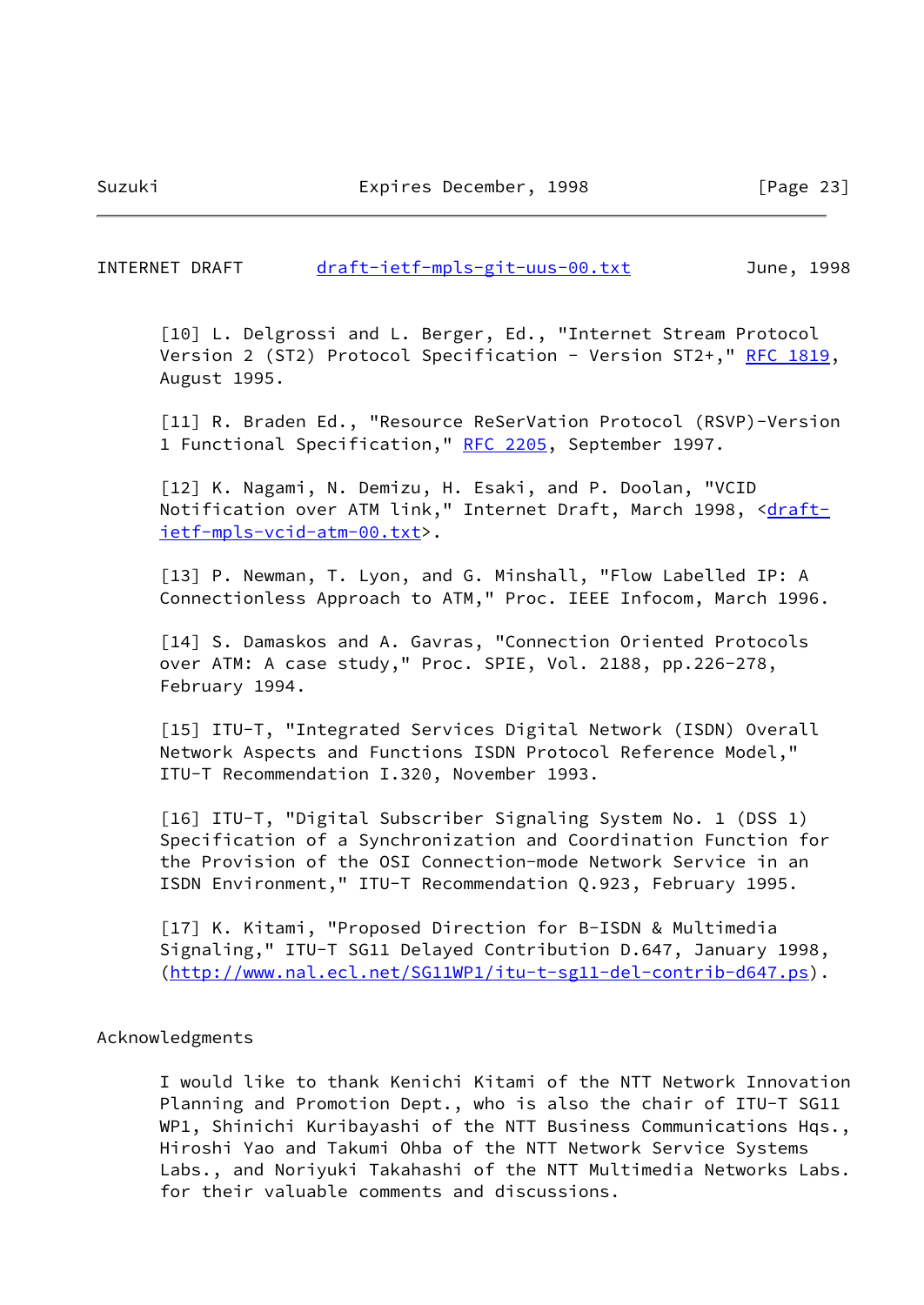[10] L. Delgrossi and L. Berger, Ed., "Internet Stream Protocol Version 2 (ST2) Protocol Specification - Version ST2+," RFC 1819, August 1995.

[11] R. Braden Ed., "Resource ReSerVation Protocol (RSVP)-Version 1 Functional Specification," RFC 2205, September 1997.

[12] K. Nagami, N. Demizu, H. Esaki, and P. Doolan, "VCID Notification over ATM link," Internet Draft, March 1998, <draft-ietf-mpls-vcid-atm-00.txt>.

[13] P. Newman, T. Lyon, and G. Minshall, "Flow Labelled IP: A Connectionless Approach to ATM," Proc. IEEE Infocom, March 1996.

[14] S. Damaskos and A. Gavras, "Connection Oriented Protocols over ATM: A case study," Proc. SPIE, Vol. 2188, pp.226-278, February 1994.

[15] ITU-T, "Integrated Services Digital Network (ISDN) Overall Network Aspects and Functions ISDN Protocol Reference Model," ITU-T Recommendation I.320, November 1993.

[16] ITU-T, "Digital Subscriber Signaling System No. 1 (DSS 1) Specification of a Synchronization and Coordination Function for the Provision of the OSI Connection-mode Network Service in an ISDN Environment," ITU-T Recommendation Q.923, February 1995.

[17] K. Kitami, "Proposed Direction for B-ISDN & Multimedia Signaling," ITU-T SG11 Delayed Contribution D.647, January 1998, (http://www.nal.ecl.net/SG11WP1/itu-t-sg11-del-contrib-d647.ps).

## Acknowledgments

I would like to thank Kenichi Kitami of the NTT Network Innovation Planning and Promotion Dept., who is also the chair of ITU-T SG11 WP1, Shinichi Kuribayashi of the NTT Business Communications Hqs., Hiroshi Yao and Takumi Ohba of the NTT Network Service Systems Labs., and Noriyuki Takahashi of the NTT Multimedia Networks Labs. for their valuable comments and discussions.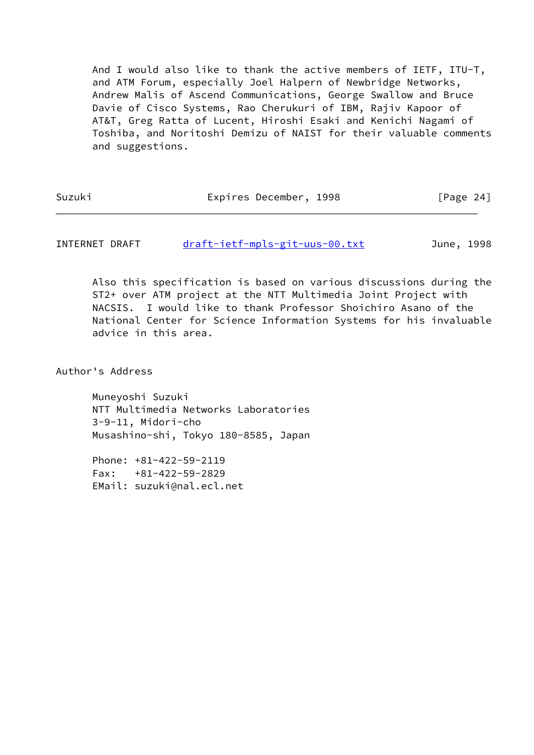And I would also like to thank the active members of IETF, ITU-T, and ATM Forum, especially Joel Halpern of Newbridge Networks, Andrew Malis of Ascend Communications, George Swallow and Bruce Davie of Cisco Systems, Rao Cherukuri of IBM, Rajiv Kapoor of AT&T, Greg Ratta of Lucent, Hiroshi Esaki and Kenichi Nagami of Toshiba, and Noritoshi Demizu of NAIST for their valuable comments and suggestions.

Also this specification is based on various discussions during the ST2+ over ATM project at the NTT Multimedia Joint Project with NACSIS. I would like to thank Professor Shoichiro Asano of the National Center for Science Information Systems for his invaluable advice in this area.

## Author's Address

Muneyoshi Suzuki
NTT Multimedia Networks Laboratories
3-9-11, Midori-cho
Musashino-shi, Tokyo 180-8585, Japan

Phone: +81-422-59-2119
Fax:   +81-422-59-2829
EMail: suzuki@nal.ecl.net